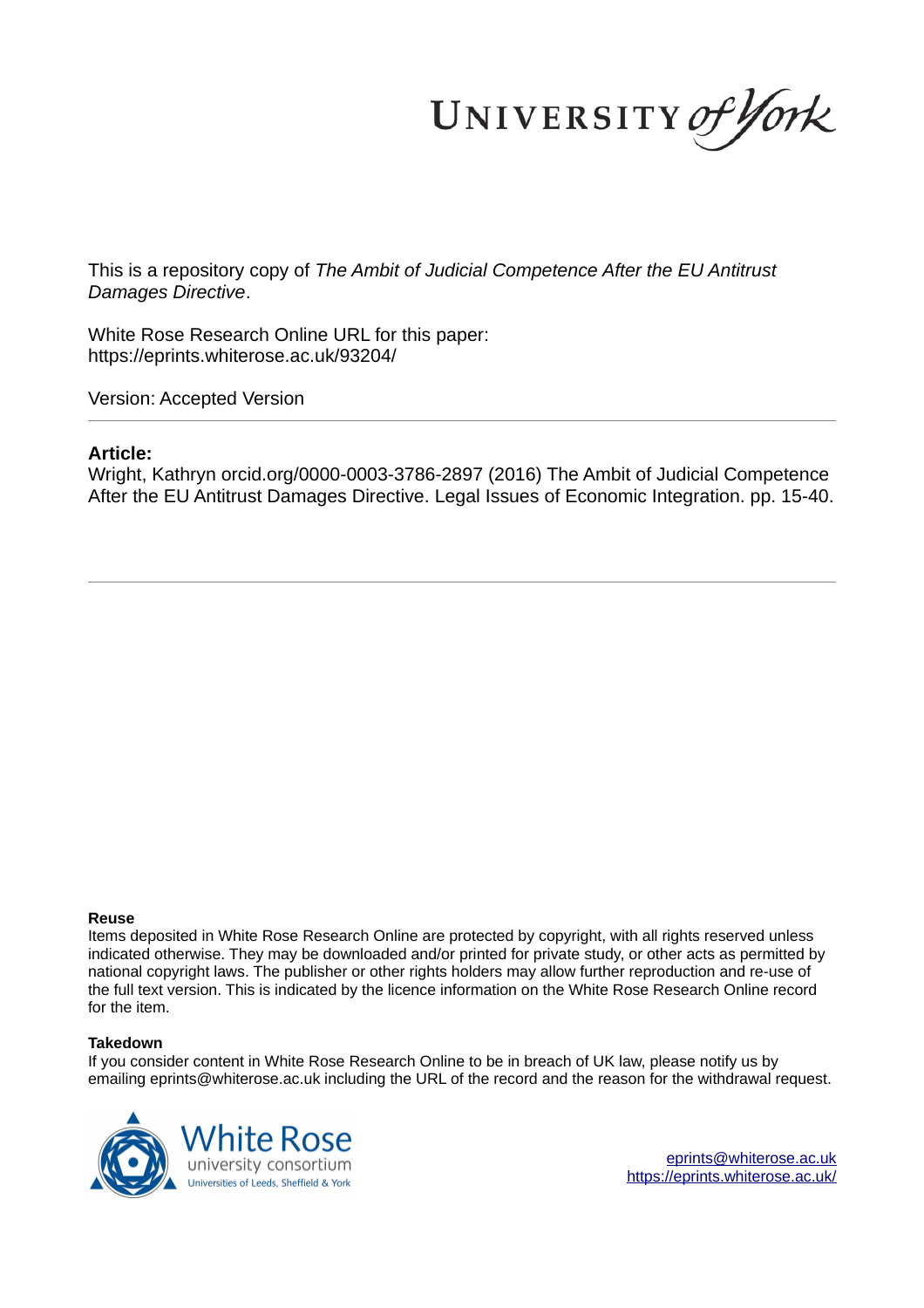This is a repository copy of *The Ambit of Judicial Competence After the EU Antitrust Damages Directive*.

White Rose Research Online URL for this paper:
https://eprints.whiterose.ac.uk/93204/

Version: Accepted Version

**Article:**

Wright, Kathryn orcid.org/0000-0003-3786-2897 (2016) The Ambit of Judicial Competence After the EU Antitrust Damages Directive. Legal Issues of Economic Integration. pp. 15-40.

**Reuse**

Items deposited in White Rose Research Online are protected by copyright, with all rights reserved unless indicated otherwise. They may be downloaded and/or printed for private study, or other acts as permitted by national copyright laws. The publisher or other rights holders may allow further reproduction and re-use of the full text version. This is indicated by the licence information on the White Rose Research Online record for the item.

**Takedown**

If you consider content in White Rose Research Online to be in breach of UK law, please notify us by emailing eprints@whiterose.ac.uk including the URL of the record and the reason for the withdrawal request.

eprints@whiterose.ac.uk
https://eprints.whiterose.ac.uk/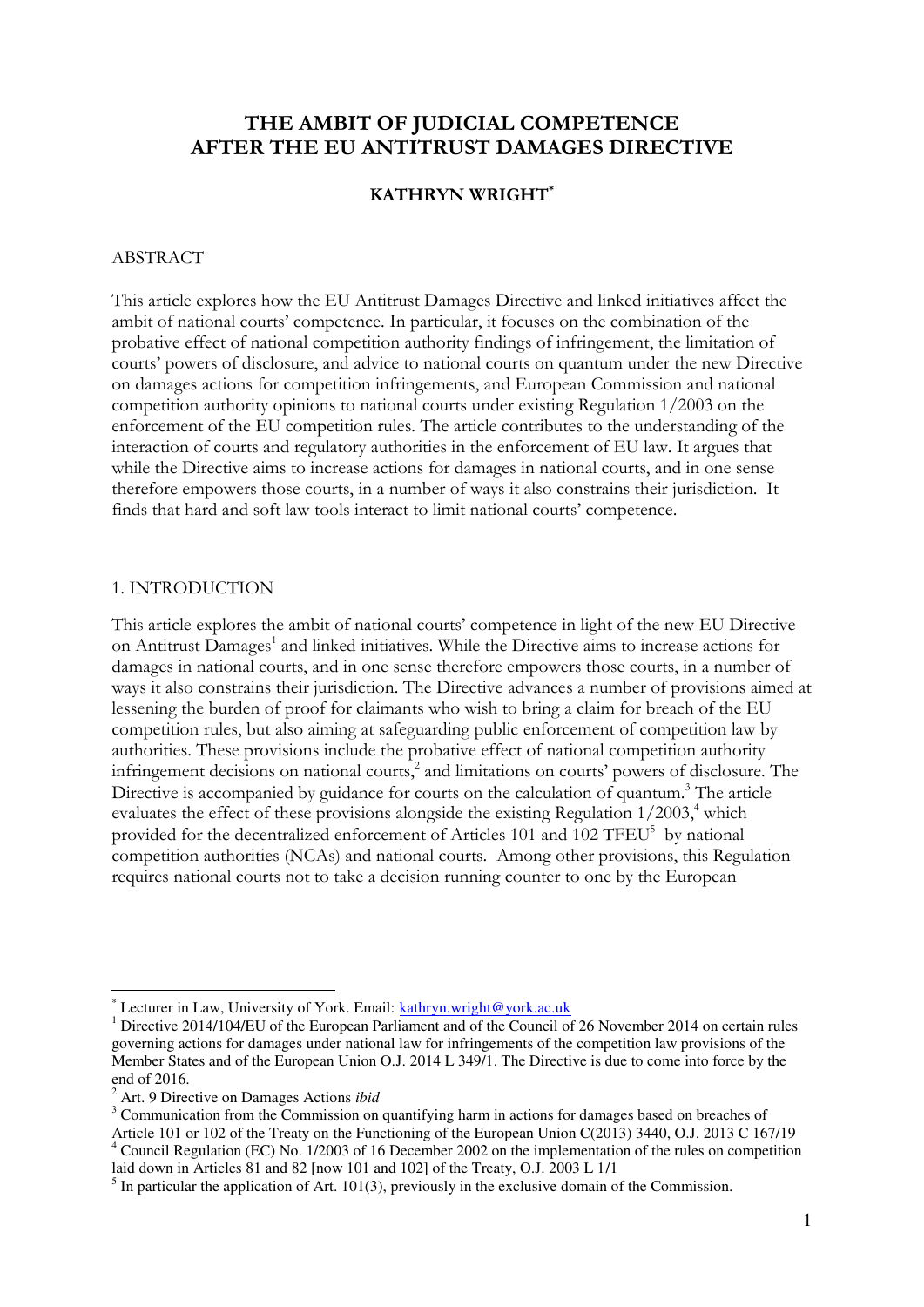# THE AMBIT OF JUDICIAL COMPETENCE AFTER THE EU ANTITRUST DAMAGES DIRECTIVE

## KATHRYN WRIGHT*

### ABSTRACT

This article explores how the EU Antitrust Damages Directive and linked initiatives affect the ambit of national courts' competence. In particular, it focuses on the combination of the probative effect of national competition authority findings of infringement, the limitation of courts' powers of disclosure, and advice to national courts on quantum under the new Directive on damages actions for competition infringements, and European Commission and national competition authority opinions to national courts under existing Regulation 1/2003 on the enforcement of the EU competition rules. The article contributes to the understanding of the interaction of courts and regulatory authorities in the enforcement of EU law. It argues that while the Directive aims to increase actions for damages in national courts, and in one sense therefore empowers those courts, in a number of ways it also constrains their jurisdiction. It finds that hard and soft law tools interact to limit national courts' competence.

### 1. INTRODUCTION

This article explores the ambit of national courts' competence in light of the new EU Directive on Antitrust Damages[1] and linked initiatives. While the Directive aims to increase actions for damages in national courts, and in one sense therefore empowers those courts, in a number of ways it also constrains their jurisdiction. The Directive advances a number of provisions aimed at lessening the burden of proof for claimants who wish to bring a claim for breach of the EU competition rules, but also aiming at safeguarding public enforcement of competition law by authorities. These provisions include the probative effect of national competition authority infringement decisions on national courts,[2] and limitations on courts' powers of disclosure. The Directive is accompanied by guidance for courts on the calculation of quantum.[3] The article evaluates the effect of these provisions alongside the existing Regulation 1/2003,[4] which provided for the decentralized enforcement of Articles 101 and 102 TFEU[5] by national competition authorities (NCAs) and national courts. Among other provisions, this Regulation requires national courts not to take a decision running counter to one by the European

---

* Lecturer in Law, University of York. Email: kathryn.wright@york.ac.uk

[1] Directive 2014/104/EU of the European Parliament and of the Council of 26 November 2014 on certain rules governing actions for damages under national law for infringements of the competition law provisions of the Member States and of the European Union O.J. 2014 L 349/1. The Directive is due to come into force by the end of 2016.

[2] Art. 9 Directive on Damages Actions *ibid*

[3] Communication from the Commission on quantifying harm in actions for damages based on breaches of Article 101 or 102 of the Treaty on the Functioning of the European Union C(2013) 3440, O.J. 2013 C 167/19

[4] Council Regulation (EC) No. 1/2003 of 16 December 2002 on the implementation of the rules on competition laid down in Articles 81 and 82 [now 101 and 102] of the Treaty, O.J. 2003 L 1/1

[5] In particular the application of Art. 101(3), previously in the exclusive domain of the Commission.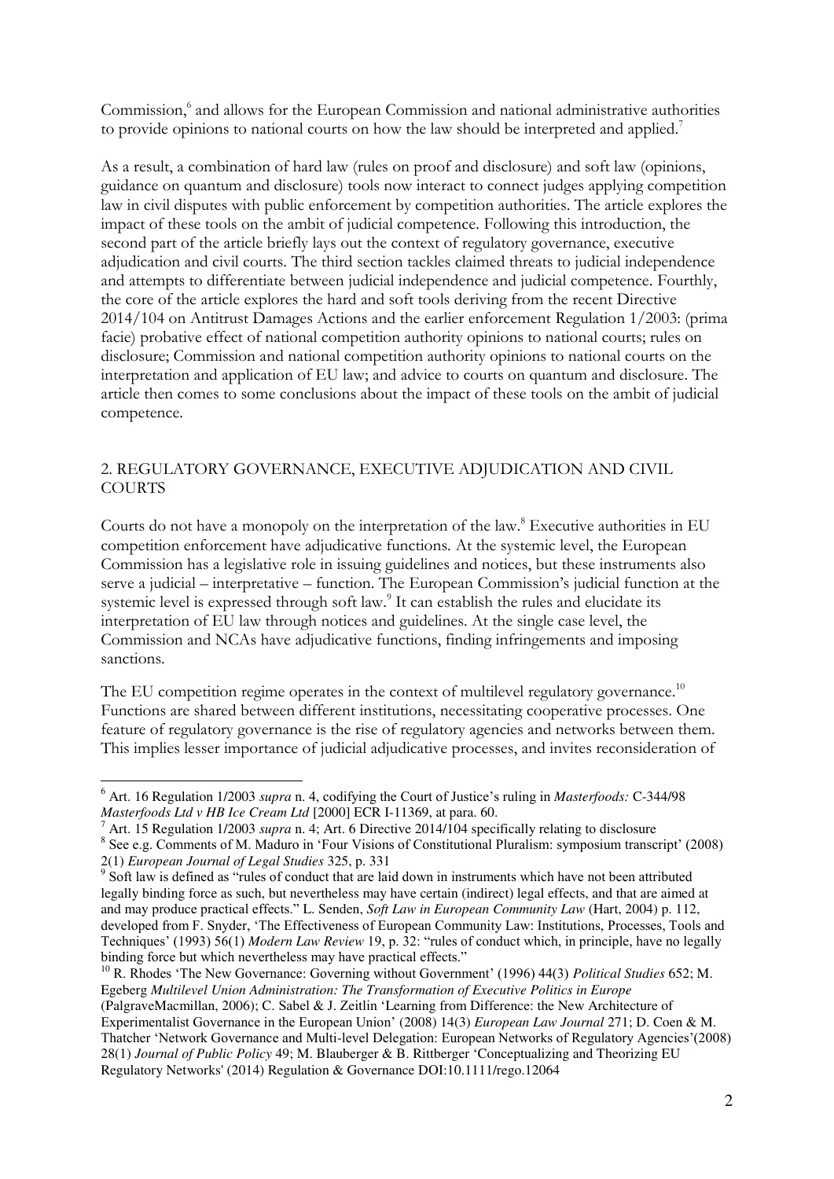Commission,[6] and allows for the European Commission and national administrative authorities to provide opinions to national courts on how the law should be interpreted and applied.[7]

As a result, a combination of hard law (rules on proof and disclosure) and soft law (opinions, guidance on quantum and disclosure) tools now interact to connect judges applying competition law in civil disputes with public enforcement by competition authorities. The article explores the impact of these tools on the ambit of judicial competence. Following this introduction, the second part of the article briefly lays out the context of regulatory governance, executive adjudication and civil courts. The third section tackles claimed threats to judicial independence and attempts to differentiate between judicial independence and judicial competence. Fourthly, the core of the article explores the hard and soft tools deriving from the recent Directive 2014/104 on Antitrust Damages Actions and the earlier enforcement Regulation 1/2003: (prima facie) probative effect of national competition authority opinions to national courts; rules on disclosure; Commission and national competition authority opinions to national courts on the interpretation and application of EU law; and advice to courts on quantum and disclosure. The article then comes to some conclusions about the impact of these tools on the ambit of judicial competence.

## 2. REGULATORY GOVERNANCE, EXECUTIVE ADJUDICATION AND CIVIL COURTS

Courts do not have a monopoly on the interpretation of the law.[8] Executive authorities in EU competition enforcement have adjudicative functions. At the systemic level, the European Commission has a legislative role in issuing guidelines and notices, but these instruments also serve a judicial – interpretative – function. The European Commission's judicial function at the systemic level is expressed through soft law.[9] It can establish the rules and elucidate its interpretation of EU law through notices and guidelines. At the single case level, the Commission and NCAs have adjudicative functions, finding infringements and imposing sanctions.

The EU competition regime operates in the context of multilevel regulatory governance.[10] Functions are shared between different institutions, necessitating cooperative processes. One feature of regulatory governance is the rise of regulatory agencies and networks between them. This implies lesser importance of judicial adjudicative processes, and invites reconsideration of

---

[6] Art. 16 Regulation 1/2003 *supra* n. 4, codifying the Court of Justice's ruling in *Masterfoods:* C-344/98 *Masterfoods Ltd v HB Ice Cream Ltd* [2000] ECR I-11369, at para. 60.

[7] Art. 15 Regulation 1/2003 *supra* n. 4; Art. 6 Directive 2014/104 specifically relating to disclosure

[8] See e.g. Comments of M. Maduro in 'Four Visions of Constitutional Pluralism: symposium transcript' (2008) 2(1) *European Journal of Legal Studies* 325, p. 331

[9] Soft law is defined as "rules of conduct that are laid down in instruments which have not been attributed legally binding force as such, but nevertheless may have certain (indirect) legal effects, and that are aimed at and may produce practical effects." L. Senden, *Soft Law in European Community Law* (Hart, 2004) p. 112, developed from F. Snyder, 'The Effectiveness of European Community Law: Institutions, Processes, Tools and Techniques' (1993) 56(1) *Modern Law Review* 19, p. 32: "rules of conduct which, in principle, have no legally binding force but which nevertheless may have practical effects."

[10] R. Rhodes 'The New Governance: Governing without Government' (1996) 44(3) *Political Studies* 652; M. Egeberg *Multilevel Union Administration: The Transformation of Executive Politics in Europe* (PalgraveMacmillan, 2006); C. Sabel & J. Zeitlin 'Learning from Difference: the New Architecture of Experimentalist Governance in the European Union' (2008) 14(3) *European Law Journal* 271; D. Coen & M. Thatcher 'Network Governance and Multi-level Delegation: European Networks of Regulatory Agencies'(2008) 28(1) *Journal of Public Policy* 49; M. Blauberger & B. Rittberger 'Conceptualizing and Theorizing EU Regulatory Networks' (2014) Regulation & Governance DOI:10.1111/rego.12064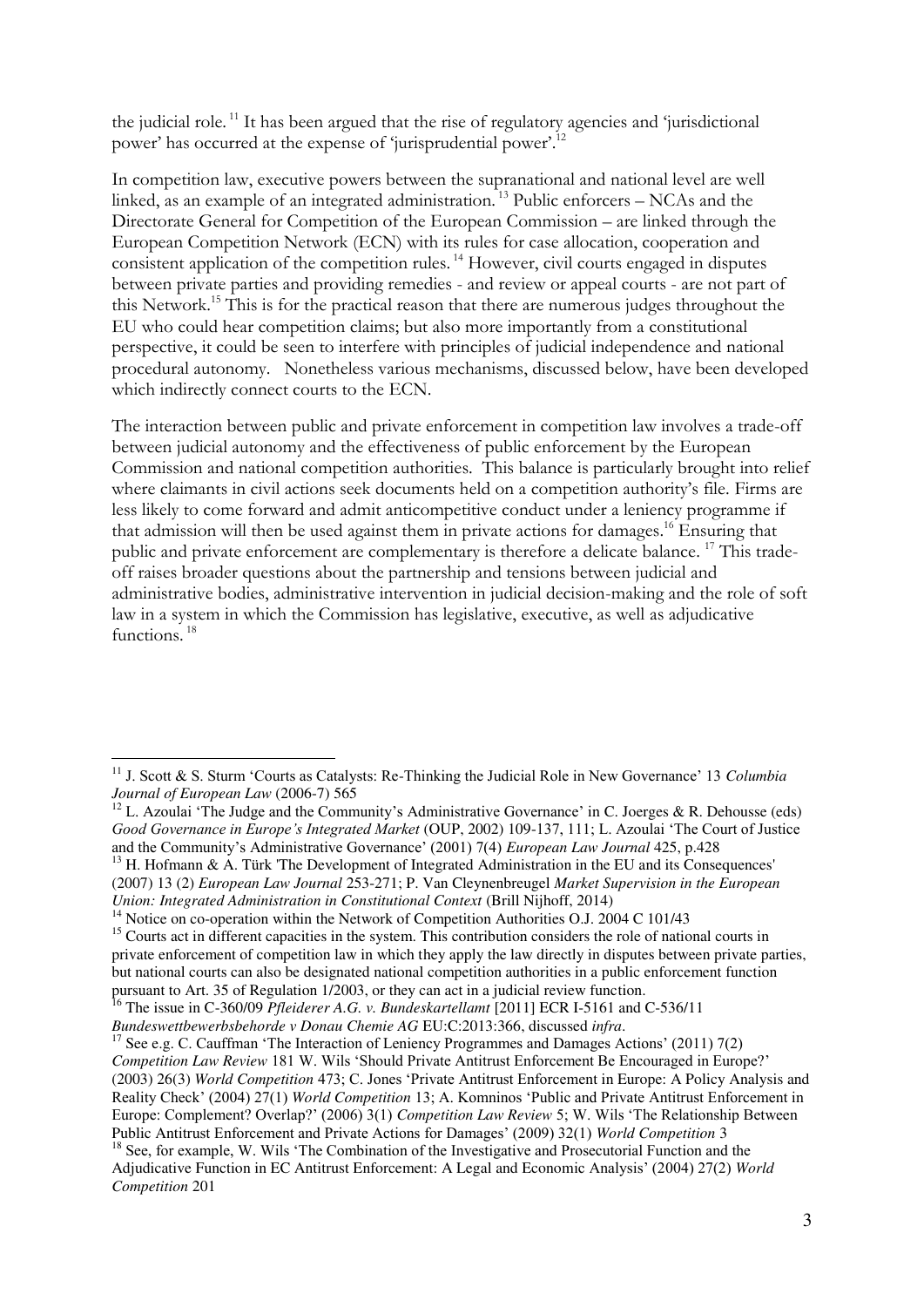the judicial role.[11] It has been argued that the rise of regulatory agencies and 'jurisdictional power' has occurred at the expense of 'jurisprudential power'.[12]

In competition law, executive powers between the supranational and national level are well linked, as an example of an integrated administration.[13] Public enforcers – NCAs and the Directorate General for Competition of the European Commission – are linked through the European Competition Network (ECN) with its rules for case allocation, cooperation and consistent application of the competition rules.[14] However, civil courts engaged in disputes between private parties and providing remedies - and review or appeal courts - are not part of this Network.[15] This is for the practical reason that there are numerous judges throughout the EU who could hear competition claims; but also more importantly from a constitutional perspective, it could be seen to interfere with principles of judicial independence and national procedural autonomy. Nonetheless various mechanisms, discussed below, have been developed which indirectly connect courts to the ECN.

The interaction between public and private enforcement in competition law involves a trade-off between judicial autonomy and the effectiveness of public enforcement by the European Commission and national competition authorities. This balance is particularly brought into relief where claimants in civil actions seek documents held on a competition authority's file. Firms are less likely to come forward and admit anticompetitive conduct under a leniency programme if that admission will then be used against them in private actions for damages.[16] Ensuring that public and private enforcement are complementary is therefore a delicate balance.[17] This trade-off raises broader questions about the partnership and tensions between judicial and administrative bodies, administrative intervention in judicial decision-making and the role of soft law in a system in which the Commission has legislative, executive, as well as adjudicative functions.[18]

---

[11] J. Scott & S. Sturm 'Courts as Catalysts: Re-Thinking the Judicial Role in New Governance' 13 *Columbia Journal of European Law* (2006-7) 565

[12] L. Azoulai 'The Judge and the Community's Administrative Governance' in C. Joerges & R. Dehousse (eds) *Good Governance in Europe's Integrated Market* (OUP, 2002) 109-137, 111; L. Azoulai 'The Court of Justice and the Community's Administrative Governance' (2001) 7(4) *European Law Journal* 425, p.428

[13] H. Hofmann & A. Türk 'The Development of Integrated Administration in the EU and its Consequences' (2007) 13 (2) *European Law Journal* 253-271; P. Van Cleynenbreugel *Market Supervision in the European Union: Integrated Administration in Constitutional Context* (Brill Nijhoff, 2014)

[14] Notice on co-operation within the Network of Competition Authorities O.J. 2004 C 101/43

[15] Courts act in different capacities in the system. This contribution considers the role of national courts in private enforcement of competition law in which they apply the law directly in disputes between private parties, but national courts can also be designated national competition authorities in a public enforcement function pursuant to Art. 35 of Regulation 1/2003, or they can act in a judicial review function.

[16] The issue in C-360/09 *Pfleiderer A.G. v. Bundeskartellamt* [2011] ECR I-5161 and C-536/11 *Bundeswettbewerbsbehorde v Donau Chemie AG* EU:C:2013:366, discussed *infra*.

[17] See e.g. C. Cauffman 'The Interaction of Leniency Programmes and Damages Actions' (2011) 7(2) *Competition Law Review* 181 W. Wils 'Should Private Antitrust Enforcement Be Encouraged in Europe?' (2003) 26(3) *World Competition* 473; C. Jones 'Private Antitrust Enforcement in Europe: A Policy Analysis and Reality Check' (2004) 27(1) *World Competition* 13; A. Komninos 'Public and Private Antitrust Enforcement in Europe: Complement? Overlap?' (2006) 3(1) *Competition Law Review* 5; W. Wils 'The Relationship Between Public Antitrust Enforcement and Private Actions for Damages' (2009) 32(1) *World Competition* 3

[18] See, for example, W. Wils 'The Combination of the Investigative and Prosecutorial Function and the Adjudicative Function in EC Antitrust Enforcement: A Legal and Economic Analysis' (2004) 27(2) *World Competition* 201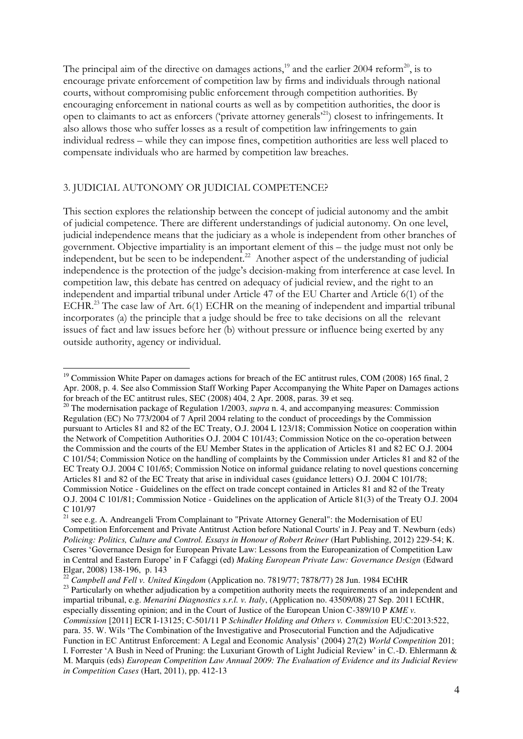The principal aim of the directive on damages actions,[19] and the earlier 2004 reform[20], is to encourage private enforcement of competition law by firms and individuals through national courts, without compromising public enforcement through competition authorities. By encouraging enforcement in national courts as well as by competition authorities, the door is open to claimants to act as enforcers ('private attorney generals'[21]) closest to infringements. It also allows those who suffer losses as a result of competition law infringements to gain individual redress – while they can impose fines, competition authorities are less well placed to compensate individuals who are harmed by competition law breaches.

## 3. JUDICIAL AUTONOMY OR JUDICIAL COMPETENCE?

This section explores the relationship between the concept of judicial autonomy and the ambit of judicial competence. There are different understandings of judicial autonomy. On one level, judicial independence means that the judiciary as a whole is independent from other branches of government. Objective impartiality is an important element of this – the judge must not only be independent, but be seen to be independent.[22] Another aspect of the understanding of judicial independence is the protection of the judge's decision-making from interference at case level. In competition law, this debate has centred on adequacy of judicial review, and the right to an independent and impartial tribunal under Article 47 of the EU Charter and Article 6(1) of the ECHR.[23] The case law of Art. 6(1) ECHR on the meaning of independent and impartial tribunal incorporates (a) the principle that a judge should be free to take decisions on all the relevant issues of fact and law issues before her (b) without pressure or influence being exerted by any outside authority, agency or individual.

---

[19] Commission White Paper on damages actions for breach of the EC antitrust rules, COM (2008) 165 final, 2 Apr. 2008, p. 4. See also Commission Staff Working Paper Accompanying the White Paper on Damages actions for breach of the EC antitrust rules, SEC (2008) 404, 2 Apr. 2008, paras. 39 et seq.

[20] The modernisation package of Regulation 1/2003, *supra* n. 4, and accompanying measures: Commission Regulation (EC) No 773/2004 of 7 April 2004 relating to the conduct of proceedings by the Commission pursuant to Articles 81 and 82 of the EC Treaty, O.J. 2004 L 123/18; Commission Notice on cooperation within the Network of Competition Authorities O.J. 2004 C 101/43; Commission Notice on the co-operation between the Commission and the courts of the EU Member States in the application of Articles 81 and 82 EC O.J. 2004 C 101/54; Commission Notice on the handling of complaints by the Commission under Articles 81 and 82 of the EC Treaty O.J. 2004 C 101/65; Commission Notice on informal guidance relating to novel questions concerning Articles 81 and 82 of the EC Treaty that arise in individual cases (guidance letters) O.J. 2004 C 101/78; Commission Notice - Guidelines on the effect on trade concept contained in Articles 81 and 82 of the Treaty O.J. 2004 C 101/81; Commission Notice - Guidelines on the application of Article 81(3) of the Treaty O.J. 2004 C 101/97

[21] see e.g. A. Andreangeli 'From Complainant to "Private Attorney General": the Modernisation of EU Competition Enforcement and Private Antitrust Action before National Courts' in J. Peay and T. Newburn (eds) *Policing: Politics, Culture and Control. Essays in Honour of Robert Reiner* (Hart Publishing, 2012) 229-54; K. Cseres 'Governance Design for European Private Law: Lessons from the Europeanization of Competition Law in Central and Eastern Europe' in F Cafaggi (ed) *Making European Private Law: Governance Design* (Edward Elgar, 2008) 138-196, p. 143

[22] *Campbell and Fell v. United Kingdom* (Application no. 7819/77; 7878/77) 28 Jun. 1984 ECtHR

[23] Particularly on whether adjudication by a competition authority meets the requirements of an independent and impartial tribunal, e.g. *Menarini Diagnostics s.r.l. v. Italy*, (Application no. 43509/08) 27 Sep. 2011 ECtHR, especially dissenting opinion; and in the Court of Justice of the European Union C-389/10 P *KME v. Commission* [2011] ECR I-13125; C-501/11 P *Schindler Holding and Others v. Commission* EU:C:2013:522, para. 35. W. Wils 'The Combination of the Investigative and Prosecutorial Function and the Adjudicative Function in EC Antitrust Enforcement: A Legal and Economic Analysis' (2004) 27(2) *World Competition* 201; I. Forrester 'A Bush in Need of Pruning: the Luxuriant Growth of Light Judicial Review' in C.-D. Ehlermann & M. Marquis (eds) *European Competition Law Annual 2009: The Evaluation of Evidence and its Judicial Review in Competition Cases* (Hart, 2011), pp. 412-13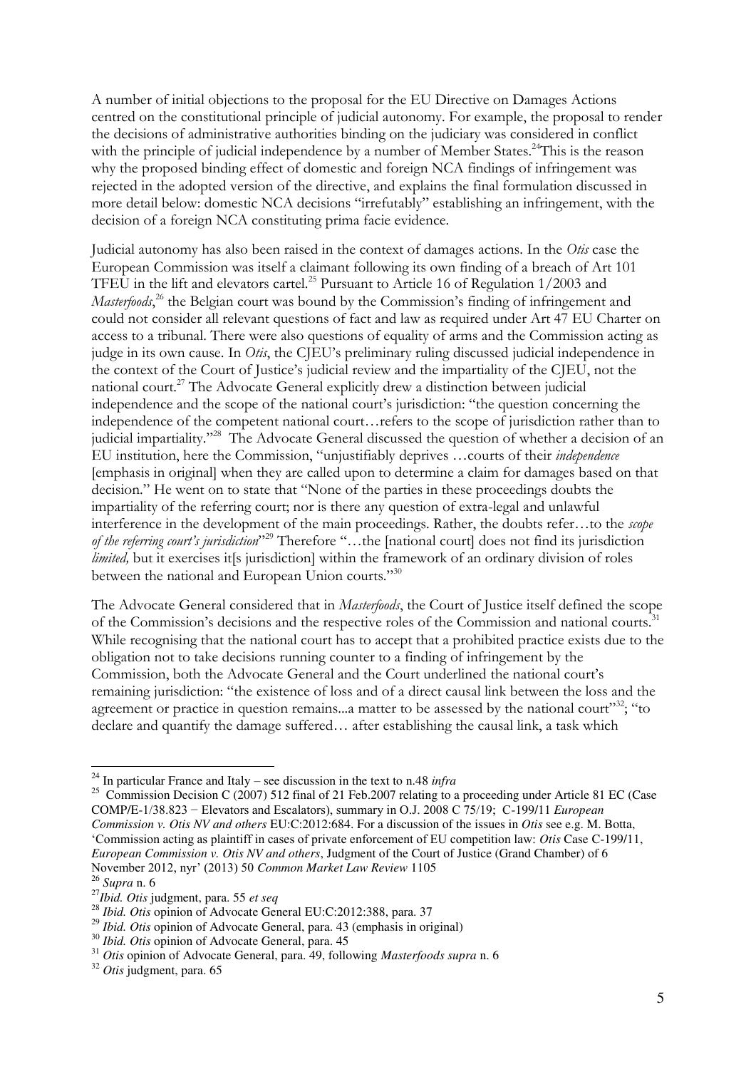A number of initial objections to the proposal for the EU Directive on Damages Actions centred on the constitutional principle of judicial autonomy. For example, the proposal to render the decisions of administrative authorities binding on the judiciary was considered in conflict with the principle of judicial independence by a number of Member States.[24] This is the reason why the proposed binding effect of domestic and foreign NCA findings of infringement was rejected in the adopted version of the directive, and explains the final formulation discussed in more detail below: domestic NCA decisions "irrefutably" establishing an infringement, with the decision of a foreign NCA constituting prima facie evidence.

Judicial autonomy has also been raised in the context of damages actions. In the *Otis* case the European Commission was itself a claimant following its own finding of a breach of Art 101 TFEU in the lift and elevators cartel.[25] Pursuant to Article 16 of Regulation 1/2003 and *Masterfoods*,[26] the Belgian court was bound by the Commission's finding of infringement and could not consider all relevant questions of fact and law as required under Art 47 EU Charter on access to a tribunal. There were also questions of equality of arms and the Commission acting as judge in its own cause. In *Otis*, the CJEU's preliminary ruling discussed judicial independence in the context of the Court of Justice's judicial review and the impartiality of the CJEU, not the national court.[27] The Advocate General explicitly drew a distinction between judicial independence and the scope of the national court's jurisdiction: "the question concerning the independence of the competent national court…refers to the scope of jurisdiction rather than to judicial impartiality."[28] The Advocate General discussed the question of whether a decision of an EU institution, here the Commission, "unjustifiably deprives …courts of their *independence* [emphasis in original] when they are called upon to determine a claim for damages based on that decision." He went on to state that "None of the parties in these proceedings doubts the impartiality of the referring court; nor is there any question of extra-legal and unlawful interference in the development of the main proceedings. Rather, the doubts refer…to the *scope of the referring court's jurisdiction*"[29] Therefore "…the [national court] does not find its jurisdiction *limited,* but it exercises it[s jurisdiction] within the framework of an ordinary division of roles between the national and European Union courts."[30]

The Advocate General considered that in *Masterfoods*, the Court of Justice itself defined the scope of the Commission's decisions and the respective roles of the Commission and national courts.[31] While recognising that the national court has to accept that a prohibited practice exists due to the obligation not to take decisions running counter to a finding of infringement by the Commission, both the Advocate General and the Court underlined the national court's remaining jurisdiction: "the existence of loss and of a direct causal link between the loss and the agreement or practice in question remains...a matter to be assessed by the national court"[32]; "to declare and quantify the damage suffered… after establishing the causal link, a task which

---

[24] In particular France and Italy – see discussion in the text to n.48 *infra*

[25] Commission Decision C (2007) 512 final of 21 Feb.2007 relating to a proceeding under Article 81 EC (Case COMP/E-1/38.823 − Elevators and Escalators), summary in O.J. 2008 C 75/19; C-199/11 *European Commission v. Otis NV and others* EU:C:2012:684. For a discussion of the issues in *Otis* see e.g. M. Botta, 'Commission acting as plaintiff in cases of private enforcement of EU competition law: *Otis* Case C-199/11, *European Commission v. Otis NV and others*, Judgment of the Court of Justice (Grand Chamber) of 6 November 2012, nyr' (2013) 50 *Common Market Law Review* 1105

[26] *Supra* n. 6

[27] *Ibid. Otis* judgment, para. 55 *et seq*

[28] *Ibid. Otis* opinion of Advocate General EU:C:2012:388, para. 37

[29] *Ibid. Otis* opinion of Advocate General, para. 43 (emphasis in original)

[30] *Ibid. Otis* opinion of Advocate General, para. 45

[31] *Otis* opinion of Advocate General, para. 49, following *Masterfoods supra* n. 6

[32] *Otis* judgment, para. 65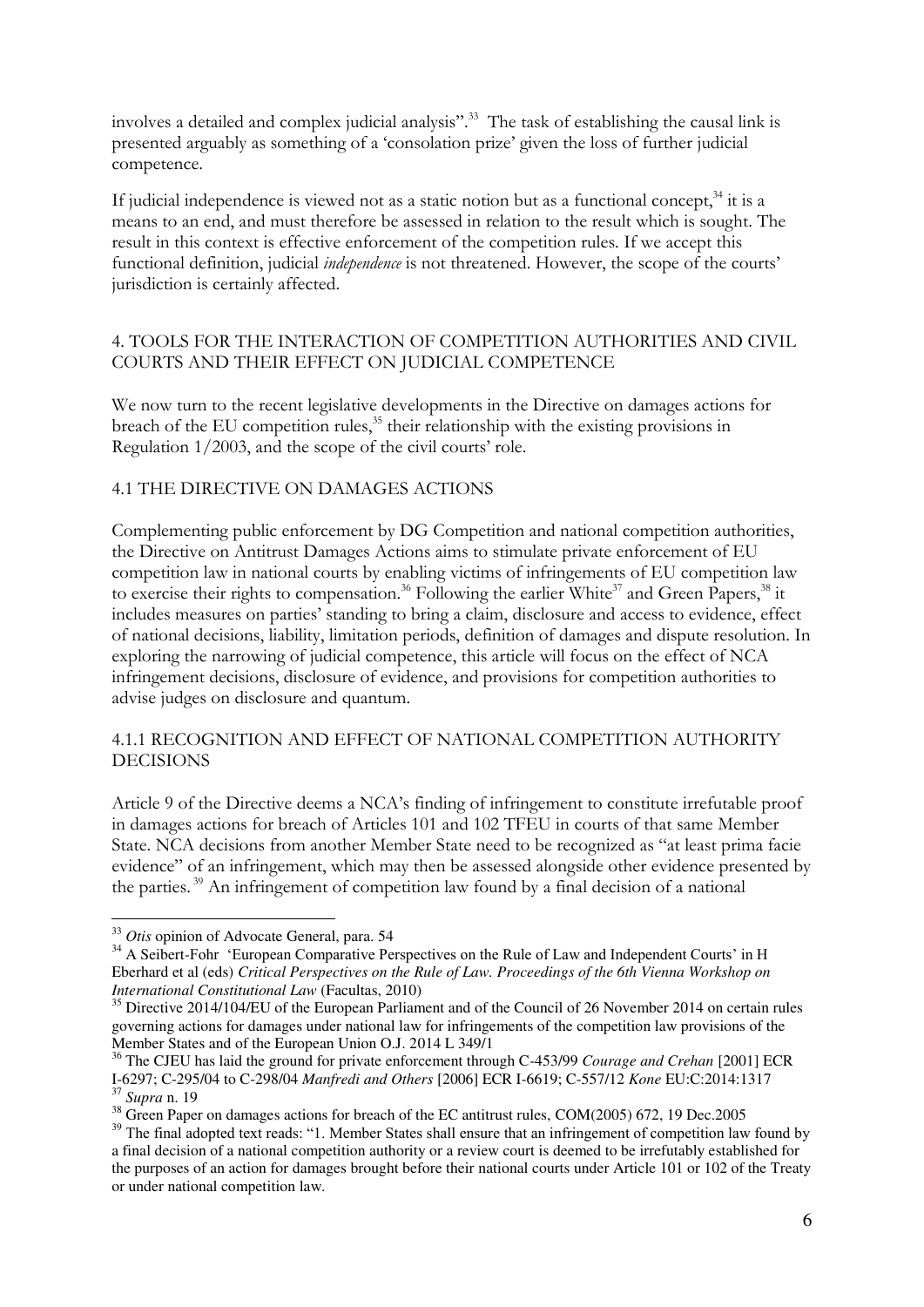involves a detailed and complex judicial analysis".[33] The task of establishing the causal link is presented arguably as something of a 'consolation prize' given the loss of further judicial competence.

If judicial independence is viewed not as a static notion but as a functional concept,[34] it is a means to an end, and must therefore be assessed in relation to the result which is sought. The result in this context is effective enforcement of the competition rules. If we accept this functional definition, judicial *independence* is not threatened. However, the scope of the courts' jurisdiction is certainly affected.

## 4. TOOLS FOR THE INTERACTION OF COMPETITION AUTHORITIES AND CIVIL COURTS AND THEIR EFFECT ON JUDICIAL COMPETENCE

We now turn to the recent legislative developments in the Directive on damages actions for breach of the EU competition rules,[35] their relationship with the existing provisions in Regulation 1/2003, and the scope of the civil courts' role.

### 4.1 THE DIRECTIVE ON DAMAGES ACTIONS

Complementing public enforcement by DG Competition and national competition authorities, the Directive on Antitrust Damages Actions aims to stimulate private enforcement of EU competition law in national courts by enabling victims of infringements of EU competition law to exercise their rights to compensation.[36] Following the earlier White[37] and Green Papers,[38] it includes measures on parties' standing to bring a claim, disclosure and access to evidence, effect of national decisions, liability, limitation periods, definition of damages and dispute resolution. In exploring the narrowing of judicial competence, this article will focus on the effect of NCA infringement decisions, disclosure of evidence, and provisions for competition authorities to advise judges on disclosure and quantum.

#### 4.1.1 RECOGNITION AND EFFECT OF NATIONAL COMPETITION AUTHORITY DECISIONS

Article 9 of the Directive deems a NCA's finding of infringement to constitute irrefutable proof in damages actions for breach of Articles 101 and 102 TFEU in courts of that same Member State. NCA decisions from another Member State need to be recognized as "at least prima facie evidence" of an infringement, which may then be assessed alongside other evidence presented by the parties.[39] An infringement of competition law found by a final decision of a national

---

[33] *Otis* opinion of Advocate General, para. 54

[34] A Seibert-Fohr 'European Comparative Perspectives on the Rule of Law and Independent Courts' in H Eberhard et al (eds) *Critical Perspectives on the Rule of Law. Proceedings of the 6th Vienna Workshop on International Constitutional Law* (Facultas, 2010)

[35] Directive 2014/104/EU of the European Parliament and of the Council of 26 November 2014 on certain rules governing actions for damages under national law for infringements of the competition law provisions of the Member States and of the European Union O.J. 2014 L 349/1

[36] The CJEU has laid the ground for private enforcement through C-453/99 *Courage and Crehan* [2001] ECR I-6297; C-295/04 to C-298/04 *Manfredi and Others* [2006] ECR I-6619; C-557/12 *Kone* EU:C:2014:1317

[37] *Supra* n. 19

[38] Green Paper on damages actions for breach of the EC antitrust rules, COM(2005) 672, 19 Dec.2005

[39] The final adopted text reads: "1. Member States shall ensure that an infringement of competition law found by a final decision of a national competition authority or a review court is deemed to be irrefutably established for the purposes of an action for damages brought before their national courts under Article 101 or 102 of the Treaty or under national competition law.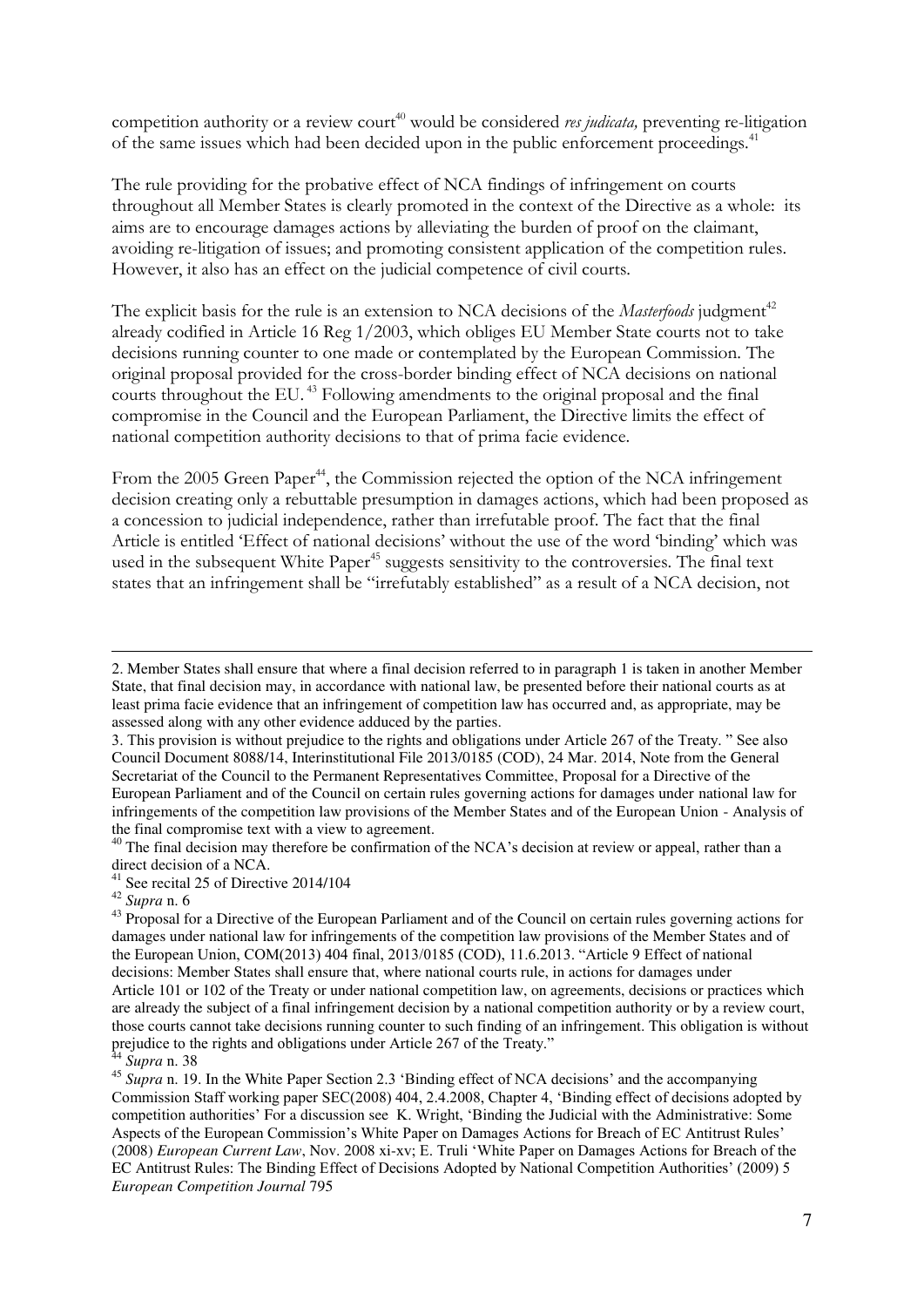competition authority or a review court[40] would be considered *res judicata,* preventing re-litigation of the same issues which had been decided upon in the public enforcement proceedings.[41]

The rule providing for the probative effect of NCA findings of infringement on courts throughout all Member States is clearly promoted in the context of the Directive as a whole: its aims are to encourage damages actions by alleviating the burden of proof on the claimant, avoiding re-litigation of issues; and promoting consistent application of the competition rules. However, it also has an effect on the judicial competence of civil courts.

The explicit basis for the rule is an extension to NCA decisions of the *Masterfoods* judgment[42] already codified in Article 16 Reg 1/2003, which obliges EU Member State courts not to take decisions running counter to one made or contemplated by the European Commission. The original proposal provided for the cross-border binding effect of NCA decisions on national courts throughout the EU.[43] Following amendments to the original proposal and the final compromise in the Council and the European Parliament, the Directive limits the effect of national competition authority decisions to that of prima facie evidence.

From the 2005 Green Paper[44], the Commission rejected the option of the NCA infringement decision creating only a rebuttable presumption in damages actions, which had been proposed as a concession to judicial independence, rather than irrefutable proof. The fact that the final Article is entitled 'Effect of national decisions' without the use of the word 'binding' which was used in the subsequent White Paper[45] suggests sensitivity to the controversies. The final text states that an infringement shall be "irrefutably established" as a result of a NCA decision, not

---

2. Member States shall ensure that where a final decision referred to in paragraph 1 is taken in another Member State, that final decision may, in accordance with national law, be presented before their national courts as at least prima facie evidence that an infringement of competition law has occurred and, as appropriate, may be assessed along with any other evidence adduced by the parties.

3. This provision is without prejudice to the rights and obligations under Article 267 of the Treaty. " See also Council Document 8088/14, Interinstitutional File 2013/0185 (COD), 24 Mar. 2014, Note from the General Secretariat of the Council to the Permanent Representatives Committee, Proposal for a Directive of the European Parliament and of the Council on certain rules governing actions for damages under national law for infringements of the competition law provisions of the Member States and of the European Union - Analysis of the final compromise text with a view to agreement.

[40] The final decision may therefore be confirmation of the NCA's decision at review or appeal, rather than a direct decision of a NCA.

[41] See recital 25 of Directive 2014/104

[42] *Supra* n. 6

[43] Proposal for a Directive of the European Parliament and of the Council on certain rules governing actions for damages under national law for infringements of the competition law provisions of the Member States and of the European Union, COM(2013) 404 final, 2013/0185 (COD), 11.6.2013. "Article 9 Effect of national decisions: Member States shall ensure that, where national courts rule, in actions for damages under Article 101 or 102 of the Treaty or under national competition law, on agreements, decisions or practices which are already the subject of a final infringement decision by a national competition authority or by a review court, those courts cannot take decisions running counter to such finding of an infringement. This obligation is without prejudice to the rights and obligations under Article 267 of the Treaty."

[44] *Supra* n. 38

[45] *Supra* n. 19. In the White Paper Section 2.3 'Binding effect of NCA decisions' and the accompanying Commission Staff working paper SEC(2008) 404, 2.4.2008, Chapter 4, 'Binding effect of decisions adopted by competition authorities' For a discussion see K. Wright, 'Binding the Judicial with the Administrative: Some Aspects of the European Commission's White Paper on Damages Actions for Breach of EC Antitrust Rules' (2008) *European Current Law*, Nov. 2008 xi-xv; E. Truli 'White Paper on Damages Actions for Breach of the EC Antitrust Rules: The Binding Effect of Decisions Adopted by National Competition Authorities' (2009) 5 *European Competition Journal* 795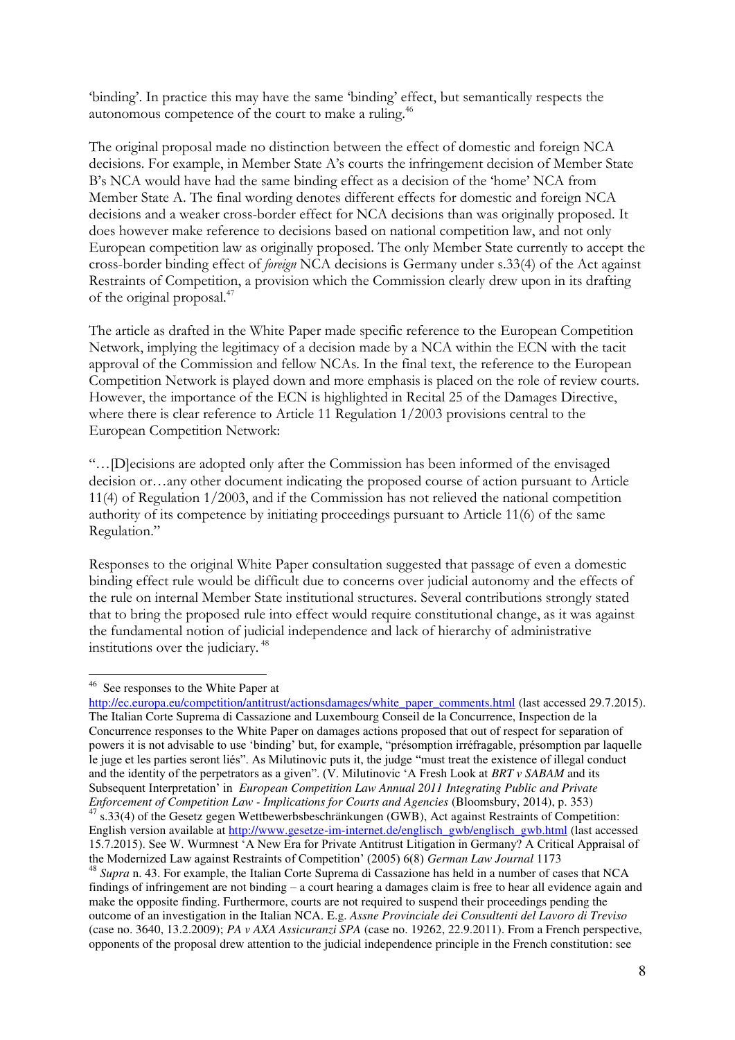'binding'. In practice this may have the same 'binding' effect, but semantically respects the autonomous competence of the court to make a ruling.[46]

The original proposal made no distinction between the effect of domestic and foreign NCA decisions. For example, in Member State A's courts the infringement decision of Member State B's NCA would have had the same binding effect as a decision of the 'home' NCA from Member State A. The final wording denotes different effects for domestic and foreign NCA decisions and a weaker cross-border effect for NCA decisions than was originally proposed. It does however make reference to decisions based on national competition law, and not only European competition law as originally proposed. The only Member State currently to accept the cross-border binding effect of *foreign* NCA decisions is Germany under s.33(4) of the Act against Restraints of Competition, a provision which the Commission clearly drew upon in its drafting of the original proposal.[47]

The article as drafted in the White Paper made specific reference to the European Competition Network, implying the legitimacy of a decision made by a NCA within the ECN with the tacit approval of the Commission and fellow NCAs. In the final text, the reference to the European Competition Network is played down and more emphasis is placed on the role of review courts. However, the importance of the ECN is highlighted in Recital 25 of the Damages Directive, where there is clear reference to Article 11 Regulation 1/2003 provisions central to the European Competition Network:

"…[D]ecisions are adopted only after the Commission has been informed of the envisaged decision or…any other document indicating the proposed course of action pursuant to Article 11(4) of Regulation 1/2003, and if the Commission has not relieved the national competition authority of its competence by initiating proceedings pursuant to Article 11(6) of the same Regulation."

Responses to the original White Paper consultation suggested that passage of even a domestic binding effect rule would be difficult due to concerns over judicial autonomy and the effects of the rule on internal Member State institutional structures. Several contributions strongly stated that to bring the proposed rule into effect would require constitutional change, as it was against the fundamental notion of judicial independence and lack of hierarchy of administrative institutions over the judiciary.[48]

---

[46] See responses to the White Paper at http://ec.europa.eu/competition/antitrust/actionsdamages/white_paper_comments.html (last accessed 29.7.2015). The Italian Corte Suprema di Cassazione and Luxembourg Conseil de la Concurrence, Inspection de la Concurrence responses to the White Paper on damages actions proposed that out of respect for separation of powers it is not advisable to use 'binding' but, for example, "présomption irréfragable, présomption par laquelle le juge et les parties seront liés". As Milutinovic puts it, the judge "must treat the existence of illegal conduct and the identity of the perpetrators as a given". (V. Milutinovic 'A Fresh Look at ***BRT v SABAM*** and its Subsequent Interpretation' in *European Competition Law Annual 2011 Integrating Public and Private Enforcement of Competition Law - Implications for Courts and Agencies* (Bloomsbury, 2014), p. 353)

[47] s.33(4) of the Gesetz gegen Wettbewerbsbeschränkungen (GWB), Act against Restraints of Competition: English version available at http://www.gesetze-im-internet.de/englisch_gwb/englisch_gwb.html (last accessed 15.7.2015). See W. Wurmnest 'A New Era for Private Antitrust Litigation in Germany? A Critical Appraisal of the Modernized Law against Restraints of Competition' (2005) 6(8) *German Law Journal* 1173

[48] *Supra* n. 43. For example, the Italian Corte Suprema di Cassazione has held in a number of cases that NCA findings of infringement are not binding – a court hearing a damages claim is free to hear all evidence again and make the opposite finding. Furthermore, courts are not required to suspend their proceedings pending the outcome of an investigation in the Italian NCA. E.g. *Assne Provinciale dei Consultenti del Lavoro di Treviso* (case no. 3640, 13.2.2009); *PA v AXA Assicuranzi SPA* (case no. 19262, 22.9.2011). From a French perspective, opponents of the proposal drew attention to the judicial independence principle in the French constitution: see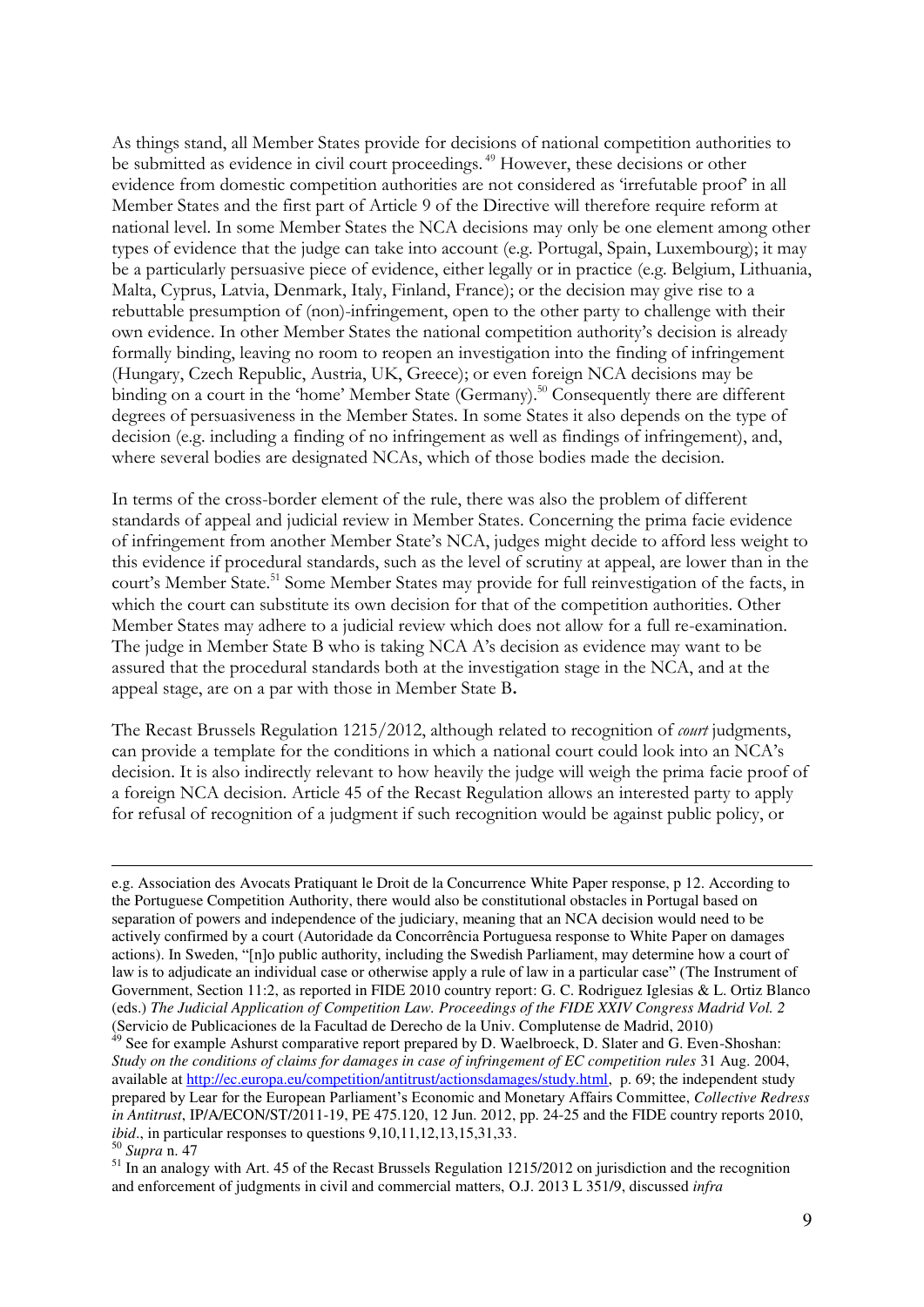As things stand, all Member States provide for decisions of national competition authorities to be submitted as evidence in civil court proceedings.[49] However, these decisions or other evidence from domestic competition authorities are not considered as 'irrefutable proof' in all Member States and the first part of Article 9 of the Directive will therefore require reform at national level. In some Member States the NCA decisions may only be one element among other types of evidence that the judge can take into account (e.g. Portugal, Spain, Luxembourg); it may be a particularly persuasive piece of evidence, either legally or in practice (e.g. Belgium, Lithuania, Malta, Cyprus, Latvia, Denmark, Italy, Finland, France); or the decision may give rise to a rebuttable presumption of (non)-infringement, open to the other party to challenge with their own evidence. In other Member States the national competition authority's decision is already formally binding, leaving no room to reopen an investigation into the finding of infringement (Hungary, Czech Republic, Austria, UK, Greece); or even foreign NCA decisions may be binding on a court in the 'home' Member State (Germany).[50] Consequently there are different degrees of persuasiveness in the Member States. In some States it also depends on the type of decision (e.g. including a finding of no infringement as well as findings of infringement), and, where several bodies are designated NCAs, which of those bodies made the decision.

In terms of the cross-border element of the rule, there was also the problem of different standards of appeal and judicial review in Member States. Concerning the prima facie evidence of infringement from another Member State's NCA, judges might decide to afford less weight to this evidence if procedural standards, such as the level of scrutiny at appeal, are lower than in the court's Member State.[51] Some Member States may provide for full reinvestigation of the facts, in which the court can substitute its own decision for that of the competition authorities. Other Member States may adhere to a judicial review which does not allow for a full re-examination. The judge in Member State B who is taking NCA A's decision as evidence may want to be assured that the procedural standards both at the investigation stage in the NCA, and at the appeal stage, are on a par with those in Member State B**.**

The Recast Brussels Regulation 1215/2012, although related to recognition of *court* judgments, can provide a template for the conditions in which a national court could look into an NCA's decision. It is also indirectly relevant to how heavily the judge will weigh the prima facie proof of a foreign NCA decision. Article 45 of the Recast Regulation allows an interested party to apply for refusal of recognition of a judgment if such recognition would be against public policy, or

---

e.g. Association des Avocats Pratiquant le Droit de la Concurrence White Paper response, p 12. According to the Portuguese Competition Authority, there would also be constitutional obstacles in Portugal based on separation of powers and independence of the judiciary, meaning that an NCA decision would need to be actively confirmed by a court (Autoridade da Concorrência Portuguesa response to White Paper on damages actions). In Sweden, "[n]o public authority, including the Swedish Parliament, may determine how a court of law is to adjudicate an individual case or otherwise apply a rule of law in a particular case" (The Instrument of Government, Section 11:2, as reported in FIDE 2010 country report: G. C. Rodriguez Iglesias & L. Ortiz Blanco (eds.) *The Judicial Application of Competition Law. Proceedings of the FIDE XXIV Congress Madrid Vol. 2* (Servicio de Publicaciones de la Facultad de Derecho de la Univ. Complutense de Madrid, 2010)

[49] See for example Ashurst comparative report prepared by D. Waelbroeck, D. Slater and G. Even-Shoshan: *Study on the conditions of claims for damages in case of infringement of EC competition rules* 31 Aug. 2004, available at http://ec.europa.eu/competition/antitrust/actionsdamages/study.html, p. 69; the independent study prepared by Lear for the European Parliament's Economic and Monetary Affairs Committee, *Collective Redress in Antitrust*, IP/A/ECON/ST/2011-19, PE 475.120, 12 Jun. 2012, pp. 24-25 and the FIDE country reports 2010, *ibid*., in particular responses to questions 9,10,11,12,13,15,31,33.

[50] *Supra* n. 47

[51] In an analogy with Art. 45 of the Recast Brussels Regulation 1215/2012 on jurisdiction and the recognition and enforcement of judgments in civil and commercial matters, O.J. 2013 L 351/9, discussed *infra*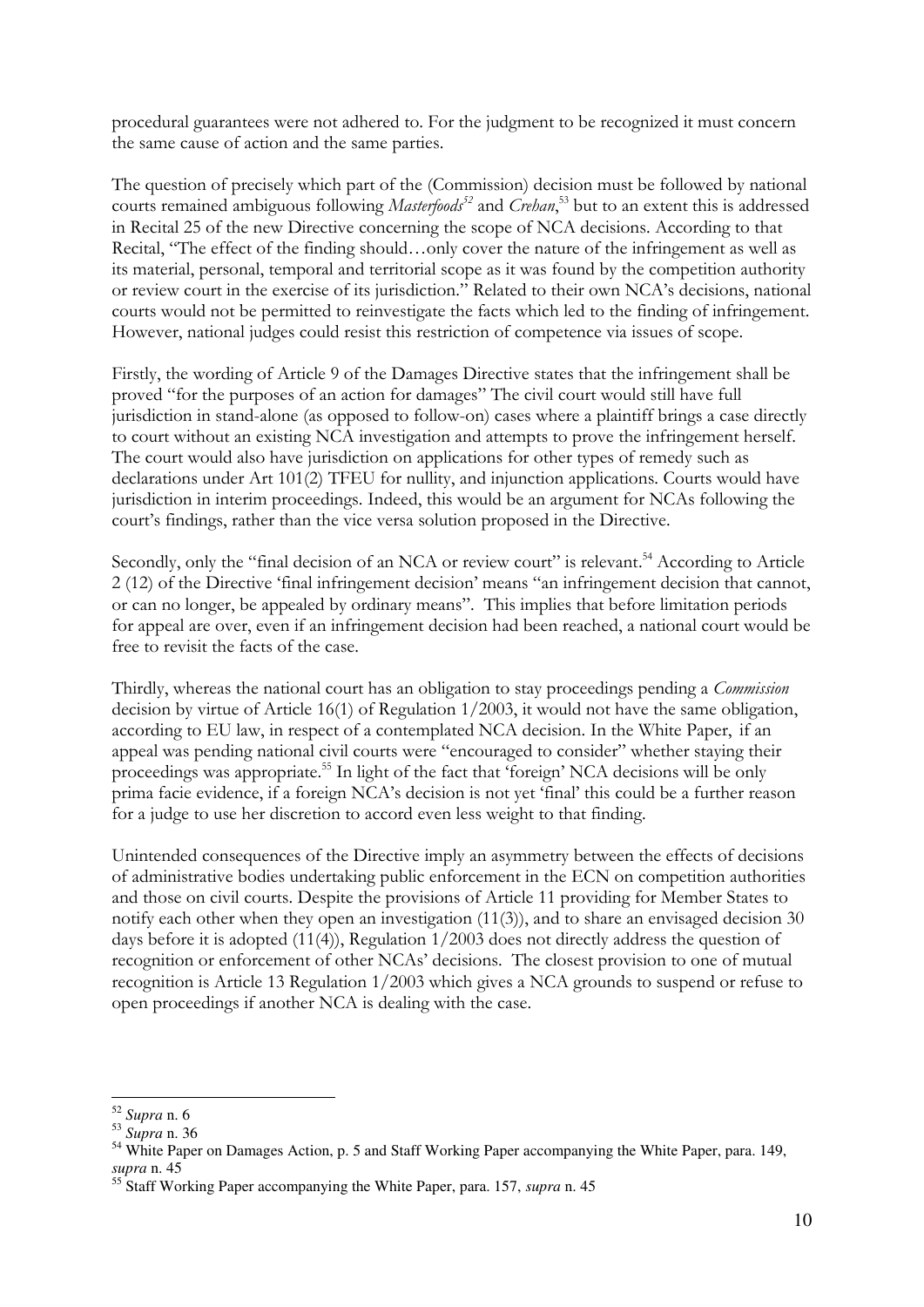procedural guarantees were not adhered to. For the judgment to be recognized it must concern the same cause of action and the same parties.

The question of precisely which part of the (Commission) decision must be followed by national courts remained ambiguous following *Masterfoods*[52] and *Crehan*,[53] but to an extent this is addressed in Recital 25 of the new Directive concerning the scope of NCA decisions. According to that Recital, "The effect of the finding should…only cover the nature of the infringement as well as its material, personal, temporal and territorial scope as it was found by the competition authority or review court in the exercise of its jurisdiction." Related to their own NCA's decisions, national courts would not be permitted to reinvestigate the facts which led to the finding of infringement. However, national judges could resist this restriction of competence via issues of scope.

Firstly, the wording of Article 9 of the Damages Directive states that the infringement shall be proved "for the purposes of an action for damages" The civil court would still have full jurisdiction in stand-alone (as opposed to follow-on) cases where a plaintiff brings a case directly to court without an existing NCA investigation and attempts to prove the infringement herself. The court would also have jurisdiction on applications for other types of remedy such as declarations under Art 101(2) TFEU for nullity, and injunction applications. Courts would have jurisdiction in interim proceedings. Indeed, this would be an argument for NCAs following the court's findings, rather than the vice versa solution proposed in the Directive.

Secondly, only the "final decision of an NCA or review court" is relevant.[54] According to Article 2 (12) of the Directive 'final infringement decision' means "an infringement decision that cannot, or can no longer, be appealed by ordinary means". This implies that before limitation periods for appeal are over, even if an infringement decision had been reached, a national court would be free to revisit the facts of the case.

Thirdly, whereas the national court has an obligation to stay proceedings pending a *Commission* decision by virtue of Article 16(1) of Regulation 1/2003, it would not have the same obligation, according to EU law, in respect of a contemplated NCA decision. In the White Paper, if an appeal was pending national civil courts were "encouraged to consider" whether staying their proceedings was appropriate.[55] In light of the fact that 'foreign' NCA decisions will be only prima facie evidence, if a foreign NCA's decision is not yet 'final' this could be a further reason for a judge to use her discretion to accord even less weight to that finding.

Unintended consequences of the Directive imply an asymmetry between the effects of decisions of administrative bodies undertaking public enforcement in the ECN on competition authorities and those on civil courts. Despite the provisions of Article 11 providing for Member States to notify each other when they open an investigation (11(3)), and to share an envisaged decision 30 days before it is adopted (11(4)), Regulation 1/2003 does not directly address the question of recognition or enforcement of other NCAs' decisions. The closest provision to one of mutual recognition is Article 13 Regulation 1/2003 which gives a NCA grounds to suspend or refuse to open proceedings if another NCA is dealing with the case.

---

[52] *Supra* n. 6

[53] *Supra* n. 36

[54] White Paper on Damages Action, p. 5 and Staff Working Paper accompanying the White Paper, para. 149, *supra* n. 45

[55] Staff Working Paper accompanying the White Paper, para. 157, *supra* n. 45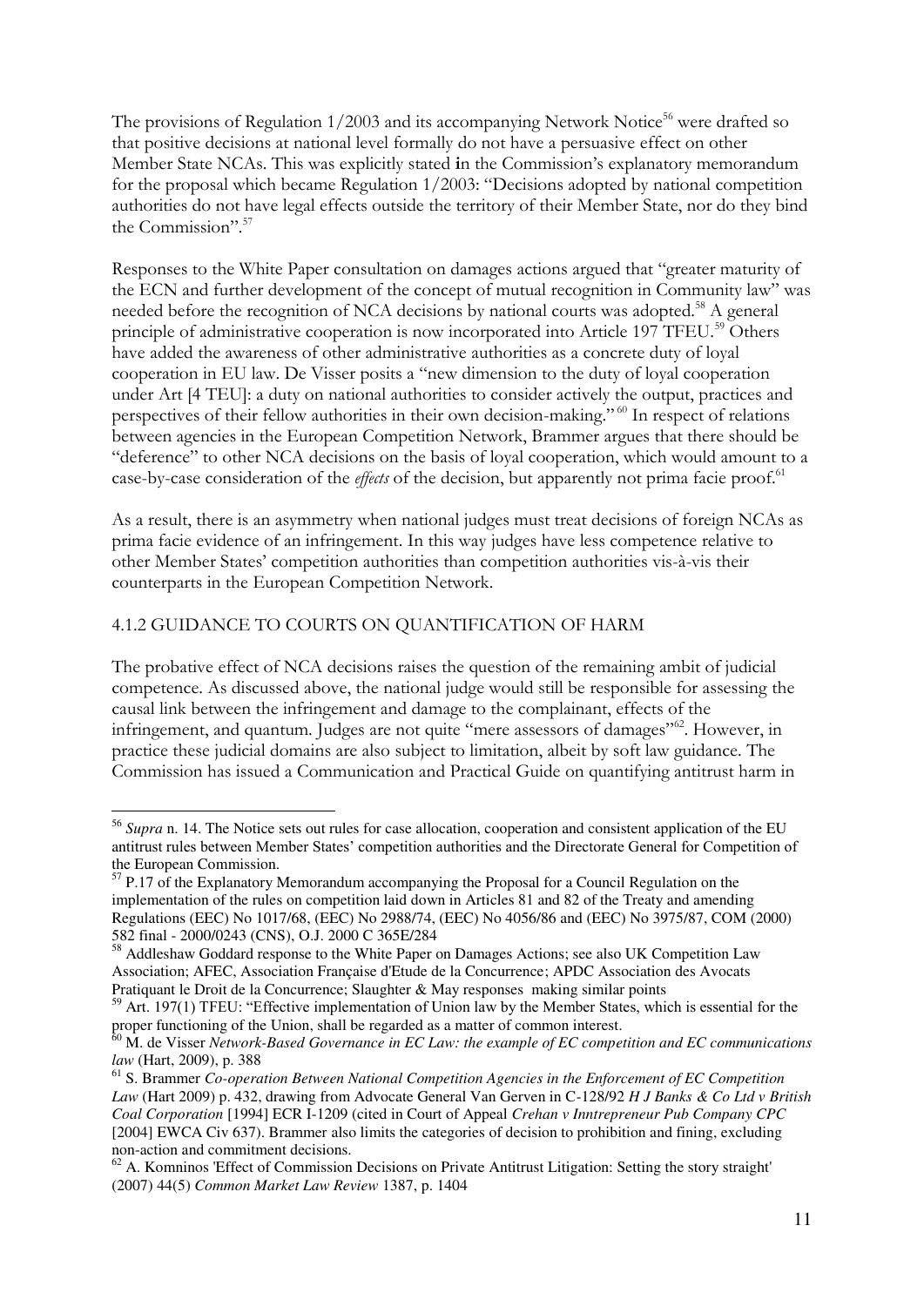The provisions of Regulation 1/2003 and its accompanying Network Notice[56] were drafted so that positive decisions at national level formally do not have a persuasive effect on other Member State NCAs. This was explicitly stated in the Commission's explanatory memorandum for the proposal which became Regulation 1/2003: "Decisions adopted by national competition authorities do not have legal effects outside the territory of their Member State, nor do they bind the Commission".[57]

Responses to the White Paper consultation on damages actions argued that "greater maturity of the ECN and further development of the concept of mutual recognition in Community law" was needed before the recognition of NCA decisions by national courts was adopted.[58] A general principle of administrative cooperation is now incorporated into Article 197 TFEU.[59] Others have added the awareness of other administrative authorities as a concrete duty of loyal cooperation in EU law. De Visser posits a "new dimension to the duty of loyal cooperation under Art [4 TEU]: a duty on national authorities to consider actively the output, practices and perspectives of their fellow authorities in their own decision-making."[60] In respect of relations between agencies in the European Competition Network, Brammer argues that there should be "deference" to other NCA decisions on the basis of loyal cooperation, which would amount to a case-by-case consideration of the *effects* of the decision, but apparently not prima facie proof.[61]

As a result, there is an asymmetry when national judges must treat decisions of foreign NCAs as prima facie evidence of an infringement. In this way judges have less competence relative to other Member States' competition authorities than competition authorities vis-à-vis their counterparts in the European Competition Network.

### 4.1.2 GUIDANCE TO COURTS ON QUANTIFICATION OF HARM

The probative effect of NCA decisions raises the question of the remaining ambit of judicial competence. As discussed above, the national judge would still be responsible for assessing the causal link between the infringement and damage to the complainant, effects of the infringement, and quantum. Judges are not quite "mere assessors of damages"[62]. However, in practice these judicial domains are also subject to limitation, albeit by soft law guidance. The Commission has issued a Communication and Practical Guide on quantifying antitrust harm in

---

[56] *Supra* n. 14. The Notice sets out rules for case allocation, cooperation and consistent application of the EU antitrust rules between Member States' competition authorities and the Directorate General for Competition of the European Commission.

[57] P.17 of the Explanatory Memorandum accompanying the Proposal for a Council Regulation on the implementation of the rules on competition laid down in Articles 81 and 82 of the Treaty and amending Regulations (EEC) No 1017/68, (EEC) No 2988/74, (EEC) No 4056/86 and (EEC) No 3975/87, COM (2000) 582 final - 2000/0243 (CNS), O.J. 2000 C 365E/284

[58] Addleshaw Goddard response to the White Paper on Damages Actions; see also UK Competition Law Association; AFEC, Association Française d'Etude de la Concurrence; APDC Association des Avocats Pratiquant le Droit de la Concurrence; Slaughter & May responses making similar points

[59] Art. 197(1) TFEU: "Effective implementation of Union law by the Member States, which is essential for the proper functioning of the Union, shall be regarded as a matter of common interest.

[60] M. de Visser *Network-Based Governance in EC Law: the example of EC competition and EC communications law* (Hart, 2009), p. 388

[61] S. Brammer *Co-operation Between National Competition Agencies in the Enforcement of EC Competition Law* (Hart 2009) p. 432, drawing from Advocate General Van Gerven in C-128/92 *H J Banks & Co Ltd v British Coal Corporation* [1994] ECR I-1209 (cited in Court of Appeal *Crehan v Inntrepreneur Pub Company CPC* [2004] EWCA Civ 637). Brammer also limits the categories of decision to prohibition and fining, excluding non-action and commitment decisions.

[62] A. Komninos 'Effect of Commission Decisions on Private Antitrust Litigation: Setting the story straight' (2007) 44(5) *Common Market Law Review* 1387, p. 1404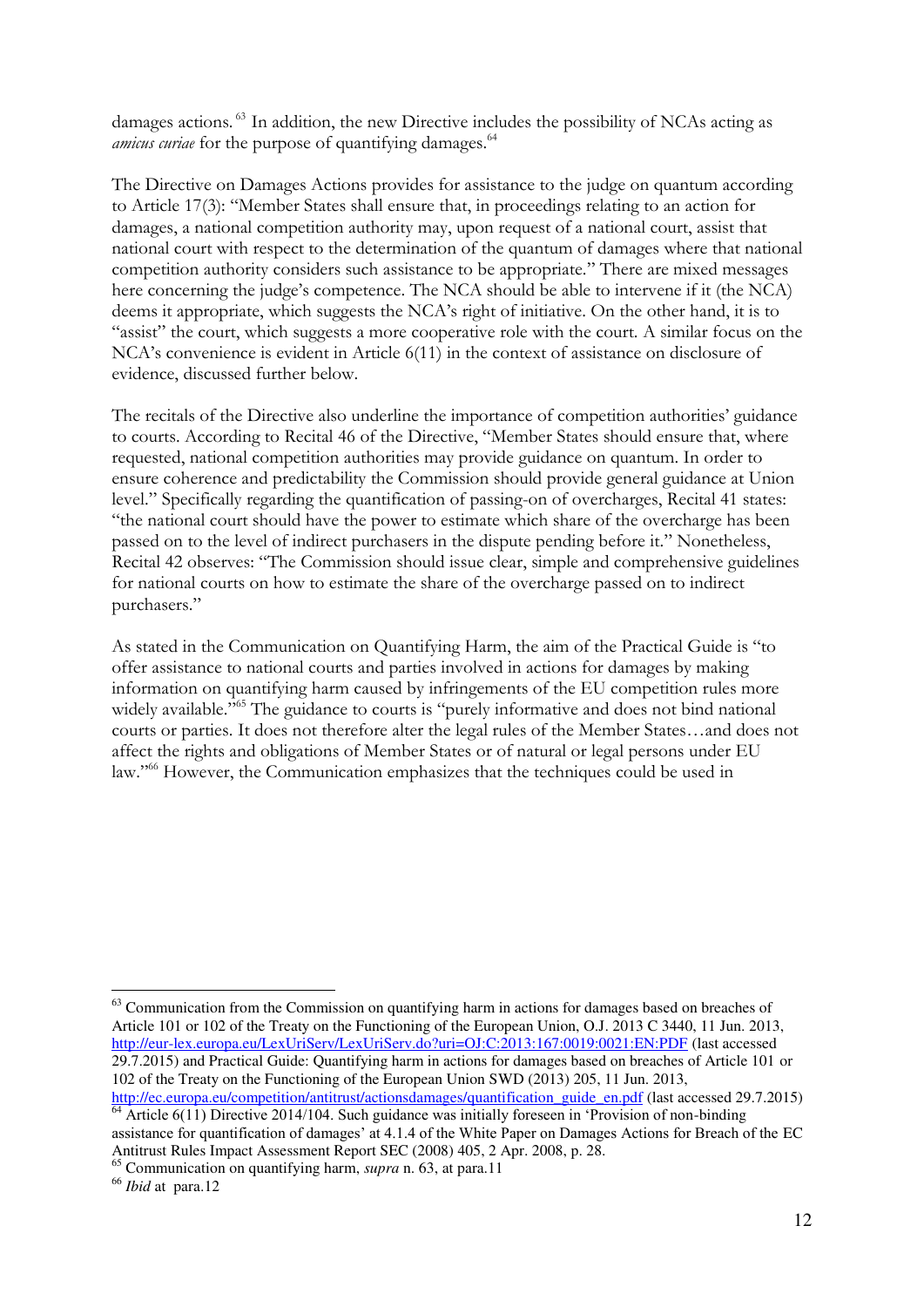damages actions.[63] In addition, the new Directive includes the possibility of NCAs acting as *amicus curiae* for the purpose of quantifying damages.[64]

The Directive on Damages Actions provides for assistance to the judge on quantum according to Article 17(3): "Member States shall ensure that, in proceedings relating to an action for damages, a national competition authority may, upon request of a national court, assist that national court with respect to the determination of the quantum of damages where that national competition authority considers such assistance to be appropriate." There are mixed messages here concerning the judge's competence. The NCA should be able to intervene if it (the NCA) deems it appropriate, which suggests the NCA's right of initiative. On the other hand, it is to "assist" the court, which suggests a more cooperative role with the court. A similar focus on the NCA's convenience is evident in Article 6(11) in the context of assistance on disclosure of evidence, discussed further below.

The recitals of the Directive also underline the importance of competition authorities' guidance to courts. According to Recital 46 of the Directive, "Member States should ensure that, where requested, national competition authorities may provide guidance on quantum. In order to ensure coherence and predictability the Commission should provide general guidance at Union level." Specifically regarding the quantification of passing-on of overcharges, Recital 41 states: "the national court should have the power to estimate which share of the overcharge has been passed on to the level of indirect purchasers in the dispute pending before it." Nonetheless, Recital 42 observes: "The Commission should issue clear, simple and comprehensive guidelines for national courts on how to estimate the share of the overcharge passed on to indirect purchasers."

As stated in the Communication on Quantifying Harm, the aim of the Practical Guide is "to offer assistance to national courts and parties involved in actions for damages by making information on quantifying harm caused by infringements of the EU competition rules more widely available."[65] The guidance to courts is "purely informative and does not bind national courts or parties. It does not therefore alter the legal rules of the Member States…and does not affect the rights and obligations of Member States or of natural or legal persons under EU law."[66] However, the Communication emphasizes that the techniques could be used in

---

[63] Communication from the Commission on quantifying harm in actions for damages based on breaches of Article 101 or 102 of the Treaty on the Functioning of the European Union, O.J. 2013 C 3440, 11 Jun. 2013, http://eur-lex.europa.eu/LexUriServ/LexUriServ.do?uri=OJ:C:2013:167:0019:0021:EN:PDF (last accessed 29.7.2015) and Practical Guide: Quantifying harm in actions for damages based on breaches of Article 101 or 102 of the Treaty on the Functioning of the European Union SWD (2013) 205, 11 Jun. 2013, http://ec.europa.eu/competition/antitrust/actionsdamages/quantification_guide_en.pdf (last accessed 29.7.2015)

[64] Article 6(11) Directive 2014/104. Such guidance was initially foreseen in 'Provision of non-binding assistance for quantification of damages' at 4.1.4 of the White Paper on Damages Actions for Breach of the EC Antitrust Rules Impact Assessment Report SEC (2008) 405, 2 Apr. 2008, p. 28.

[65] Communication on quantifying harm, *supra* n. 63, at para.11

[66] *Ibid* at para.12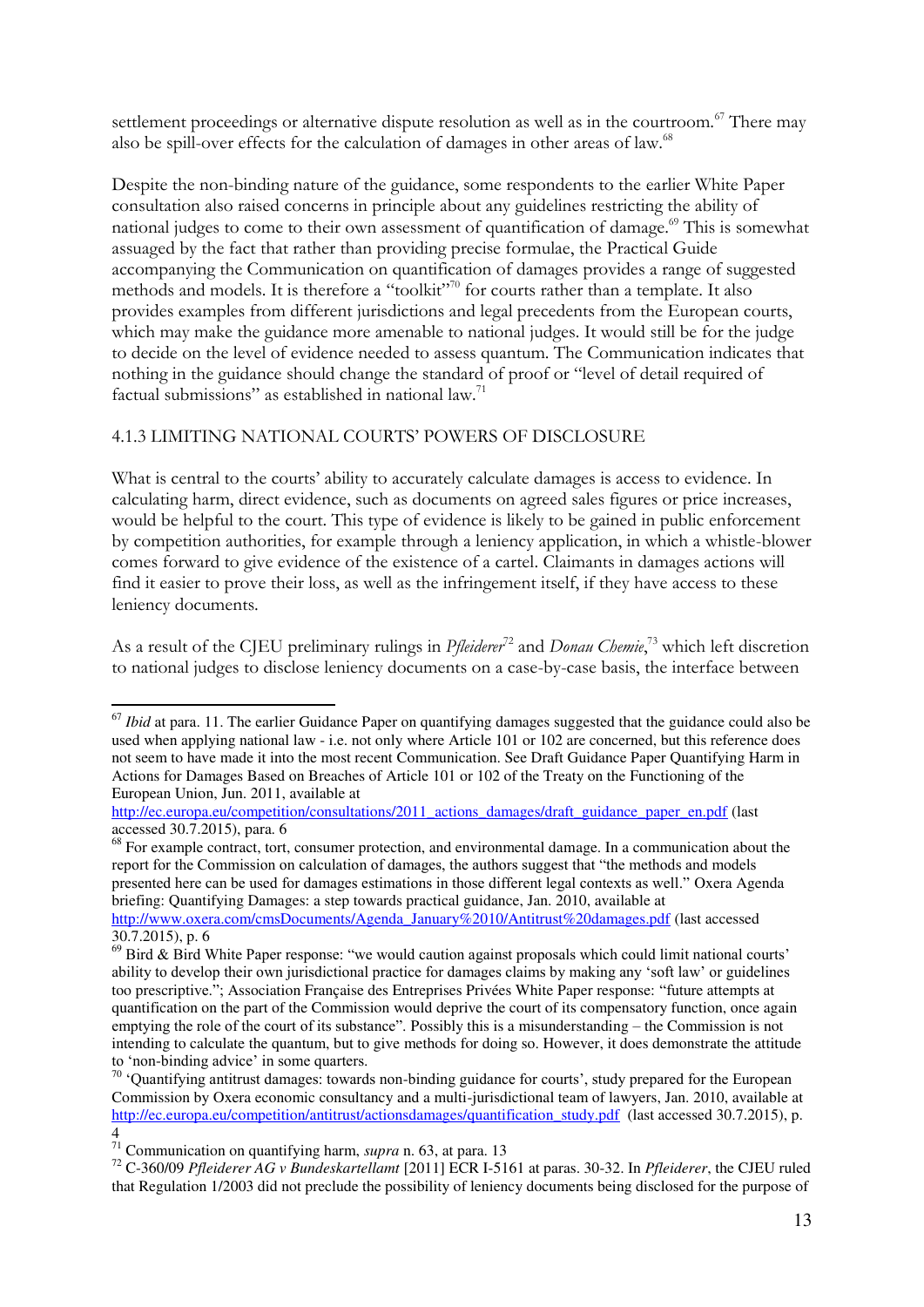settlement proceedings or alternative dispute resolution as well as in the courtroom.[67] There may also be spill-over effects for the calculation of damages in other areas of law.[68]

Despite the non-binding nature of the guidance, some respondents to the earlier White Paper consultation also raised concerns in principle about any guidelines restricting the ability of national judges to come to their own assessment of quantification of damage.[69] This is somewhat assuaged by the fact that rather than providing precise formulae, the Practical Guide accompanying the Communication on quantification of damages provides a range of suggested methods and models. It is therefore a "toolkit"[70] for courts rather than a template. It also provides examples from different jurisdictions and legal precedents from the European courts, which may make the guidance more amenable to national judges. It would still be for the judge to decide on the level of evidence needed to assess quantum. The Communication indicates that nothing in the guidance should change the standard of proof or "level of detail required of factual submissions" as established in national law.[71]

### 4.1.3 LIMITING NATIONAL COURTS' POWERS OF DISCLOSURE

What is central to the courts' ability to accurately calculate damages is access to evidence. In calculating harm, direct evidence, such as documents on agreed sales figures or price increases, would be helpful to the court. This type of evidence is likely to be gained in public enforcement by competition authorities, for example through a leniency application, in which a whistle-blower comes forward to give evidence of the existence of a cartel. Claimants in damages actions will find it easier to prove their loss, as well as the infringement itself, if they have access to these leniency documents.

As a result of the CJEU preliminary rulings in *Pfleiderer*[72] and *Donau Chemie*,[73] which left discretion to national judges to disclose leniency documents on a case-by-case basis, the interface between

---

[67] *Ibid* at para. 11. The earlier Guidance Paper on quantifying damages suggested that the guidance could also be used when applying national law - i.e. not only where Article 101 or 102 are concerned, but this reference does not seem to have made it into the most recent Communication. See Draft Guidance Paper Quantifying Harm in Actions for Damages Based on Breaches of Article 101 or 102 of the Treaty on the Functioning of the European Union, Jun. 2011, available at http://ec.europa.eu/competition/consultations/2011_actions_damages/draft_guidance_paper_en.pdf (last accessed 30.7.2015), para. 6

[68] For example contract, tort, consumer protection, and environmental damage. In a communication about the report for the Commission on calculation of damages, the authors suggest that "the methods and models presented here can be used for damages estimations in those different legal contexts as well." Oxera Agenda briefing: Quantifying Damages: a step towards practical guidance, Jan. 2010, available at http://www.oxera.com/cmsDocuments/Agenda_January%2010/Antitrust%20damages.pdf (last accessed 30.7.2015), p. 6

[69] Bird & Bird White Paper response: "we would caution against proposals which could limit national courts' ability to develop their own jurisdictional practice for damages claims by making any 'soft law' or guidelines too prescriptive."; Association Française des Entreprises Privées White Paper response: "future attempts at quantification on the part of the Commission would deprive the court of its compensatory function, once again emptying the role of the court of its substance". Possibly this is a misunderstanding – the Commission is not intending to calculate the quantum, but to give methods for doing so. However, it does demonstrate the attitude to 'non-binding advice' in some quarters.

[70] 'Quantifying antitrust damages: towards non-binding guidance for courts', study prepared for the European Commission by Oxera economic consultancy and a multi-jurisdictional team of lawyers, Jan. 2010, available at http://ec.europa.eu/competition/antitrust/actionsdamages/quantification_study.pdf (last accessed 30.7.2015), p. 4

[71] Communication on quantifying harm, *supra* n. 63, at para. 13

[72] C-360/09 *Pfleiderer AG v Bundeskartellamt* [2011] ECR I-5161 at paras. 30-32. In *Pfleiderer*, the CJEU ruled that Regulation 1/2003 did not preclude the possibility of leniency documents being disclosed for the purpose of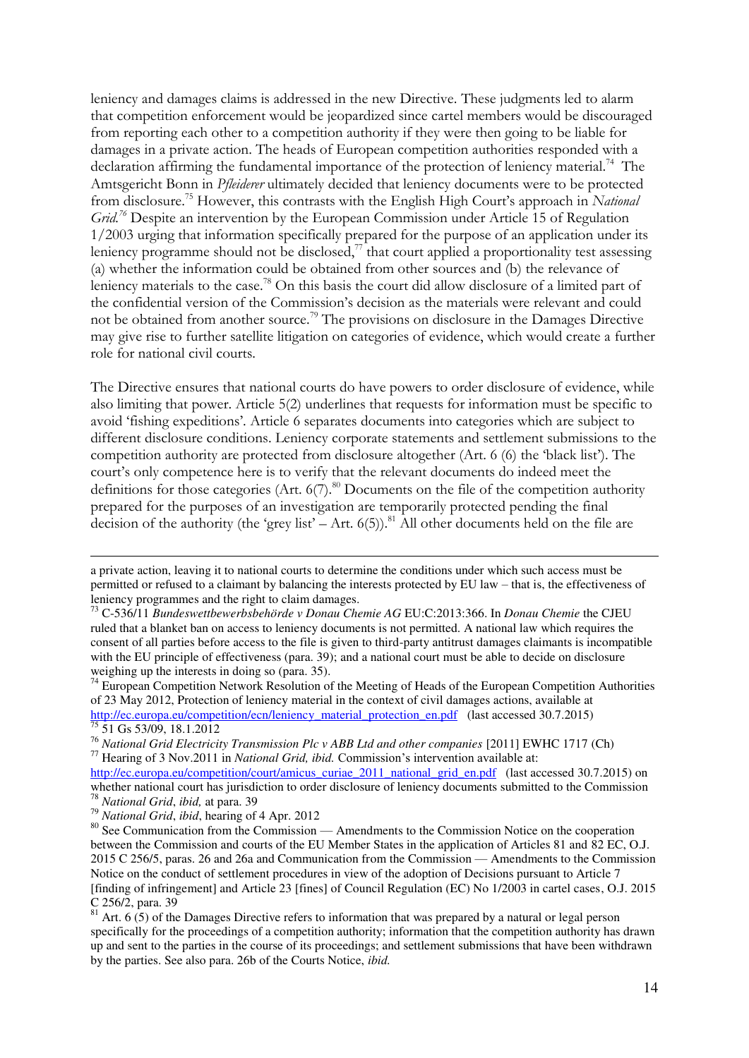leniency and damages claims is addressed in the new Directive. These judgments led to alarm that competition enforcement would be jeopardized since cartel members would be discouraged from reporting each other to a competition authority if they were then going to be liable for damages in a private action. The heads of European competition authorities responded with a declaration affirming the fundamental importance of the protection of leniency material.[74] The Amtsgericht Bonn in *Pfleiderer* ultimately decided that leniency documents were to be protected from disclosure.[75] However, this contrasts with the English High Court's approach in *National Grid.*[76] Despite an intervention by the European Commission under Article 15 of Regulation 1/2003 urging that information specifically prepared for the purpose of an application under its leniency programme should not be disclosed,[77] that court applied a proportionality test assessing (a) whether the information could be obtained from other sources and (b) the relevance of leniency materials to the case.[78] On this basis the court did allow disclosure of a limited part of the confidential version of the Commission's decision as the materials were relevant and could not be obtained from another source.[79] The provisions on disclosure in the Damages Directive may give rise to further satellite litigation on categories of evidence, which would create a further role for national civil courts.

The Directive ensures that national courts do have powers to order disclosure of evidence, while also limiting that power. Article 5(2) underlines that requests for information must be specific to avoid 'fishing expeditions'. Article 6 separates documents into categories which are subject to different disclosure conditions. Leniency corporate statements and settlement submissions to the competition authority are protected from disclosure altogether (Art. 6 (6) the 'black list'). The court's only competence here is to verify that the relevant documents do indeed meet the definitions for those categories (Art. 6(7).[80] Documents on the file of the competition authority prepared for the purposes of an investigation are temporarily protected pending the final decision of the authority (the 'grey list' – Art. 6(5)).[81] All other documents held on the file are

---

a private action, leaving it to national courts to determine the conditions under which such access must be permitted or refused to a claimant by balancing the interests protected by EU law – that is, the effectiveness of leniency programmes and the right to claim damages.

[73] C-536/11 *Bundeswettbewerbsbehörde v Donau Chemie AG* EU:C:2013:366. In *Donau Chemie* the CJEU ruled that a blanket ban on access to leniency documents is not permitted. A national law which requires the consent of all parties before access to the file is given to third-party antitrust damages claimants is incompatible with the EU principle of effectiveness (para. 39); and a national court must be able to decide on disclosure weighing up the interests in doing so (para. 35).

[74] European Competition Network Resolution of the Meeting of Heads of the European Competition Authorities of 23 May 2012, Protection of leniency material in the context of civil damages actions, available at http://ec.europa.eu/competition/ecn/leniency_material_protection_en.pdf (last accessed 30.7.2015)

[75] 51 Gs 53/09, 18.1.2012

[76] *National Grid Electricity Transmission Plc v ABB Ltd and other companies* [2011] EWHC 1717 (Ch)

[77] Hearing of 3 Nov.2011 in *National Grid, ibid.* Commission's intervention available at: http://ec.europa.eu/competition/court/amicus_curiae_2011_national_grid_en.pdf (last accessed 30.7.2015) on whether national court has jurisdiction to order disclosure of leniency documents submitted to the Commission

[78] *National Grid*, *ibid,* at para. 39

[79] *National Grid*, *ibid*, hearing of 4 Apr. 2012

[80] See Communication from the Commission — Amendments to the Commission Notice on the cooperation between the Commission and courts of the EU Member States in the application of Articles 81 and 82 EC, O.J. 2015 C 256/5, paras. 26 and 26a and Communication from the Commission — Amendments to the Commission Notice on the conduct of settlement procedures in view of the adoption of Decisions pursuant to Article 7 [finding of infringement] and Article 23 [fines] of Council Regulation (EC) No 1/2003 in cartel cases, O.J. 2015 C 256/2, para. 39

[81] Art. 6 (5) of the Damages Directive refers to information that was prepared by a natural or legal person specifically for the proceedings of a competition authority; information that the competition authority has drawn up and sent to the parties in the course of its proceedings; and settlement submissions that have been withdrawn by the parties. See also para. 26b of the Courts Notice, *ibid.*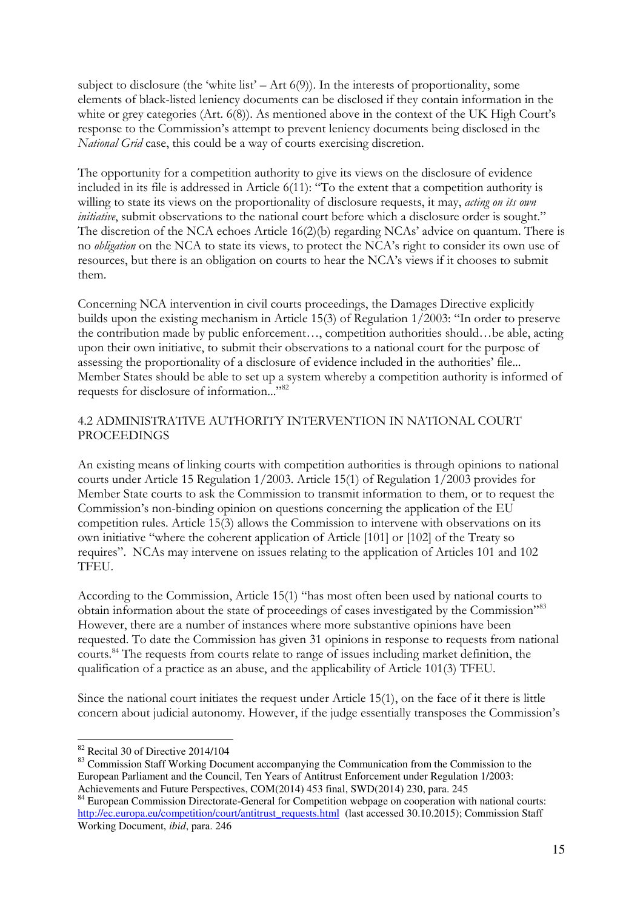subject to disclosure (the 'white list' – Art 6(9)). In the interests of proportionality, some elements of black-listed leniency documents can be disclosed if they contain information in the white or grey categories (Art. 6(8)). As mentioned above in the context of the UK High Court's response to the Commission's attempt to prevent leniency documents being disclosed in the *National Grid* case, this could be a way of courts exercising discretion.

The opportunity for a competition authority to give its views on the disclosure of evidence included in its file is addressed in Article 6(11): "To the extent that a competition authority is willing to state its views on the proportionality of disclosure requests, it may, *acting on its own initiative*, submit observations to the national court before which a disclosure order is sought." The discretion of the NCA echoes Article 16(2)(b) regarding NCAs' advice on quantum. There is no *obligation* on the NCA to state its views, to protect the NCA's right to consider its own use of resources, but there is an obligation on courts to hear the NCA's views if it chooses to submit them.

Concerning NCA intervention in civil courts proceedings, the Damages Directive explicitly builds upon the existing mechanism in Article 15(3) of Regulation 1/2003: "In order to preserve the contribution made by public enforcement…, competition authorities should…be able, acting upon their own initiative, to submit their observations to a national court for the purpose of assessing the proportionality of a disclosure of evidence included in the authorities' file... Member States should be able to set up a system whereby a competition authority is informed of requests for disclosure of information..."[82]

## 4.2 ADMINISTRATIVE AUTHORITY INTERVENTION IN NATIONAL COURT PROCEEDINGS

An existing means of linking courts with competition authorities is through opinions to national courts under Article 15 Regulation 1/2003. Article 15(1) of Regulation 1/2003 provides for Member State courts to ask the Commission to transmit information to them, or to request the Commission's non-binding opinion on questions concerning the application of the EU competition rules. Article 15(3) allows the Commission to intervene with observations on its own initiative "where the coherent application of Article [101] or [102] of the Treaty so requires". NCAs may intervene on issues relating to the application of Articles 101 and 102 TFEU.

According to the Commission, Article 15(1) "has most often been used by national courts to obtain information about the state of proceedings of cases investigated by the Commission"[83] However, there are a number of instances where more substantive opinions have been requested. To date the Commission has given 31 opinions in response to requests from national courts.[84] The requests from courts relate to range of issues including market definition, the qualification of a practice as an abuse, and the applicability of Article 101(3) TFEU.

Since the national court initiates the request under Article 15(1), on the face of it there is little concern about judicial autonomy. However, if the judge essentially transposes the Commission's

---

[82] Recital 30 of Directive 2014/104

[83] Commission Staff Working Document accompanying the Communication from the Commission to the European Parliament and the Council, Ten Years of Antitrust Enforcement under Regulation 1/2003: Achievements and Future Perspectives, COM(2014) 453 final, SWD(2014) 230, para. 245

[84] European Commission Directorate-General for Competition webpage on cooperation with national courts: http://ec.europa.eu/competition/court/antitrust_requests.html (last accessed 30.10.2015); Commission Staff Working Document, *ibid*, para. 246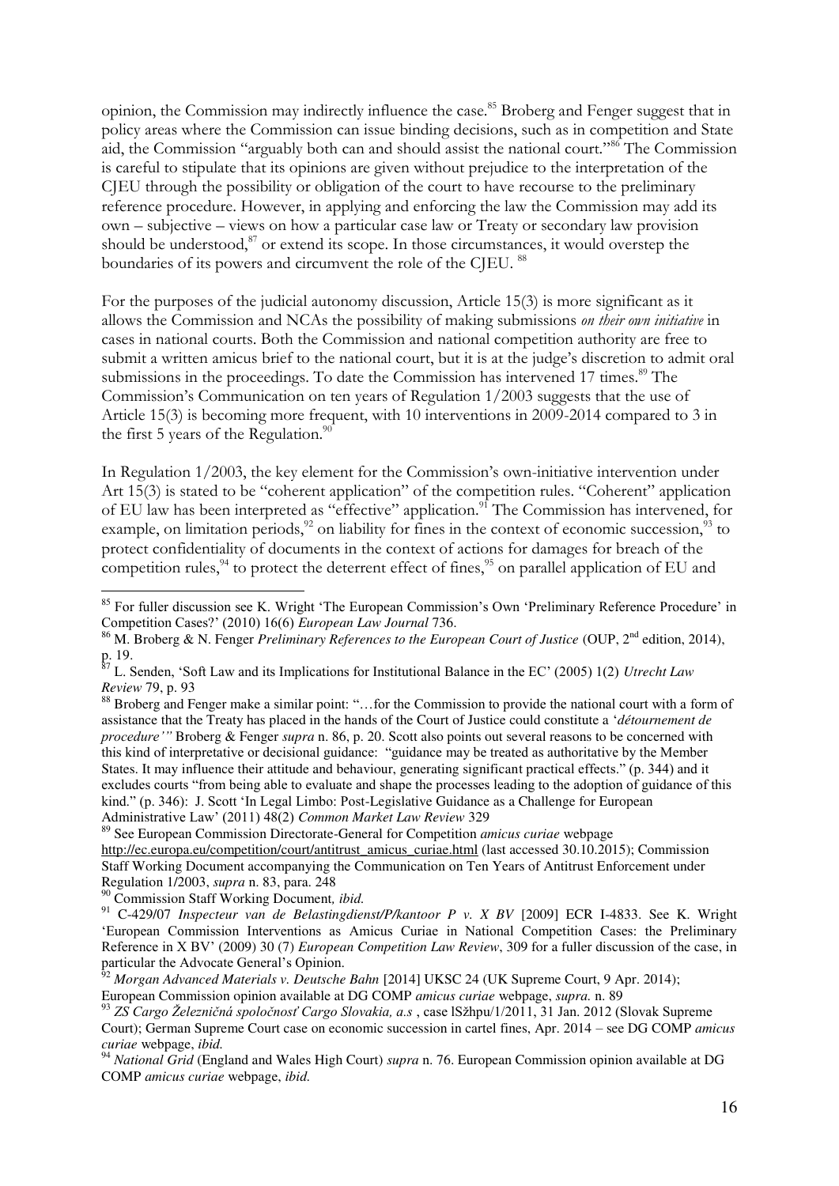opinion, the Commission may indirectly influence the case.[85] Broberg and Fenger suggest that in policy areas where the Commission can issue binding decisions, such as in competition and State aid, the Commission "arguably both can and should assist the national court."[86] The Commission is careful to stipulate that its opinions are given without prejudice to the interpretation of the CJEU through the possibility or obligation of the court to have recourse to the preliminary reference procedure. However, in applying and enforcing the law the Commission may add its own – subjective – views on how a particular case law or Treaty or secondary law provision should be understood,[87] or extend its scope. In those circumstances, it would overstep the boundaries of its powers and circumvent the role of the CJEU. [88]

For the purposes of the judicial autonomy discussion, Article 15(3) is more significant as it allows the Commission and NCAs the possibility of making submissions *on their own initiative* in cases in national courts. Both the Commission and national competition authority are free to submit a written amicus brief to the national court, but it is at the judge's discretion to admit oral submissions in the proceedings. To date the Commission has intervened 17 times.[89] The Commission's Communication on ten years of Regulation 1/2003 suggests that the use of Article 15(3) is becoming more frequent, with 10 interventions in 2009-2014 compared to 3 in the first 5 years of the Regulation.[90]

In Regulation 1/2003, the key element for the Commission's own-initiative intervention under Art 15(3) is stated to be "coherent application" of the competition rules. "Coherent" application of EU law has been interpreted as "effective" application.[91] The Commission has intervened, for example, on limitation periods,[92] on liability for fines in the context of economic succession,[93] to protect confidentiality of documents in the context of actions for damages for breach of the competition rules,[94] to protect the deterrent effect of fines,[95] on parallel application of EU and

---

[85] For fuller discussion see K. Wright 'The European Commission's Own 'Preliminary Reference Procedure' in Competition Cases?' (2010) 16(6) *European Law Journal* 736.

[86] M. Broberg & N. Fenger *Preliminary References to the European Court of Justice* (OUP, 2nd edition, 2014), p. 19.

[87] L. Senden, 'Soft Law and its Implications for Institutional Balance in the EC' (2005) 1(2) *Utrecht Law Review* 79, p. 93

[88] Broberg and Fenger make a similar point: "…for the Commission to provide the national court with a form of assistance that the Treaty has placed in the hands of the Court of Justice could constitute a '*détournement de procedure*'" Broberg & Fenger *supra* n. 86, p. 20. Scott also points out several reasons to be concerned with this kind of interpretative or decisional guidance: "guidance may be treated as authoritative by the Member States. It may influence their attitude and behaviour, generating significant practical effects." (p. 344) and it excludes courts "from being able to evaluate and shape the processes leading to the adoption of guidance of this kind." (p. 346): J. Scott 'In Legal Limbo: Post-Legislative Guidance as a Challenge for European Administrative Law' (2011) 48(2) *Common Market Law Review* 329

[89] See European Commission Directorate-General for Competition *amicus curiae* webpage http://ec.europa.eu/competition/court/antitrust_amicus_curiae.html (last accessed 30.10.2015); Commission Staff Working Document accompanying the Communication on Ten Years of Antitrust Enforcement under Regulation 1/2003, *supra* n. 83, para. 248

[90] Commission Staff Working Document*, ibid.*

[91] C-429/07 *Inspecteur van de Belastingdienst/P/kantoor P v. X BV* [2009] ECR I-4833. See K. Wright 'European Commission Interventions as Amicus Curiae in National Competition Cases: the Preliminary Reference in X BV' (2009) 30 (7) *European Competition Law Review*, 309 for a fuller discussion of the case, in particular the Advocate General's Opinion.

[92] *Morgan Advanced Materials v. Deutsche Bahn* [2014] UKSC 24 (UK Supreme Court, 9 Apr. 2014); European Commission opinion available at DG COMP *amicus curiae* webpage, *supra.* n. 89

[93] *ZS Cargo Železničná spoločnosť Cargo Slovakia, a.s* , case lSžhpu/1/2011, 31 Jan. 2012 (Slovak Supreme Court); German Supreme Court case on economic succession in cartel fines, Apr. 2014 – see DG COMP *amicus curiae* webpage, *ibid.*

[94] *National Grid* (England and Wales High Court) *supra* n. 76. European Commission opinion available at DG COMP *amicus curiae* webpage, *ibid.*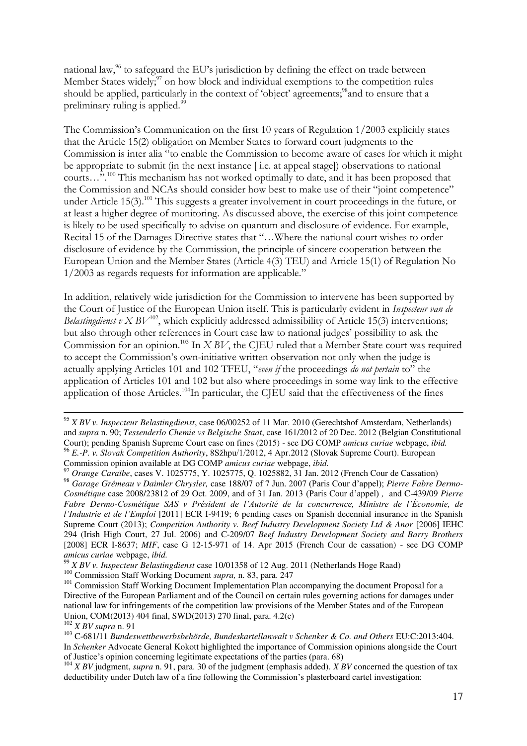national law,[96] to safeguard the EU's jurisdiction by defining the effect on trade between Member States widely;[97] on how block and individual exemptions to the competition rules should be applied, particularly in the context of 'object' agreements;[98] and to ensure that a preliminary ruling is applied.[99]

The Commission's Communication on the first 10 years of Regulation 1/2003 explicitly states that the Article 15(2) obligation on Member States to forward court judgments to the Commission is inter alia "to enable the Commission to become aware of cases for which it might be appropriate to submit (in the next instance [ i.e. at appeal stage]) observations to national courts…".[100] This mechanism has not worked optimally to date, and it has been proposed that the Commission and NCAs should consider how best to make use of their "joint competence" under Article 15(3).[101] This suggests a greater involvement in court proceedings in the future, or at least a higher degree of monitoring. As discussed above, the exercise of this joint competence is likely to be used specifically to advise on quantum and disclosure of evidence. For example, Recital 15 of the Damages Directive states that "…Where the national court wishes to order disclosure of evidence by the Commission, the principle of sincere cooperation between the European Union and the Member States (Article 4(3) TEU) and Article 15(1) of Regulation No 1/2003 as regards requests for information are applicable."

In addition, relatively wide jurisdiction for the Commission to intervene has been supported by the Court of Justice of the European Union itself. This is particularly evident in *Inspecteur van de Belastingdienst v X BV*[102], which explicitly addressed admissibility of Article 15(3) interventions; but also through other references in Court case law to national judges' possibility to ask the Commission for an opinion.[103] In *X BV*, the CJEU ruled that a Member State court was required to accept the Commission's own-initiative written observation not only when the judge is actually applying Articles 101 and 102 TFEU, "*even if* the proceedings *do not pertain* to" the application of Articles 101 and 102 but also where proceedings in some way link to the effective application of those Articles.[104] In particular, the CJEU said that the effectiveness of the fines

---

[95] *X BV v. Inspecteur Belastingdienst*, case 06/00252 of 11 Mar. 2010 (Gerechtshof Amsterdam, Netherlands) and *supra* n. 90; *Tessenderlo Chemie vs Belgische Staat*, case 161/2012 of 20 Dec. 2012 (Belgian Constitutional Court); pending Spanish Supreme Court case on fines (2015) - see DG COMP *amicus curiae* webpage, *ibid.*

[96] *E.-P. v. Slovak Competition Authority*, 8Sžhpu/1/2012, 4 Apr.2012 (Slovak Supreme Court). European Commission opinion available at DG COMP *amicus curiae* webpage, *ibid.*

[97] *Orange Caraïbe*, cases V. 1025775, Y. 1025775, Q. 1025882, 31 Jan. 2012 (French Cour de Cassation)

[98] *Garage Grémeau v Daimler Chrysler,* case 188/07 of 7 Jun. 2007 (Paris Cour d'appel); *Pierre Fabre Dermo-Cosmétique* case 2008/23812 of 29 Oct. 2009, and of 31 Jan. 2013 (Paris Cour d'appel) , and C-439/09 *Pierre Fabre Dermo-Cosmétique SAS v Président de l'Autorité de la concurrence, Ministre de l'Économie, de l'Industrie et de l'Emploi* [2011] ECR I-9419; 6 pending cases on Spanish decennial insurance in the Spanish Supreme Court (2013); *Competition Authority v. Beef Industry Development Society Ltd & Anor* [2006] IEHC 294 (Irish High Court, 27 Jul. 2006) and C-209/07 *Beef Industry Development Society and Barry Brothers* [2008] ECR I-8637; *MIF*, case G 12-15-971 of 14. Apr 2015 (French Cour de cassation) - see DG COMP *amicus curiae* webpage, *ibid.*

[99] *X BV v. Inspecteur Belastingdienst* case 10/01358 of 12 Aug. 2011 (Netherlands Hoge Raad)

[100] Commission Staff Working Document *supra,* n. 83, para. 247

[101] Commission Staff Working Document Implementation Plan accompanying the document Proposal for a Directive of the European Parliament and of the Council on certain rules governing actions for damages under national law for infringements of the competition law provisions of the Member States and of the European Union, COM(2013) 404 final, SWD(2013) 270 final, para. 4.2(c)

[102] *X BV supra* n. 91

[103] C-681/11 *Bundeswettbewerbsbehörde, Bundeskartellanwalt v Schenker & Co. and Others* EU:C:2013:404. In *Schenker* Advocate General Kokott highlighted the importance of Commission opinions alongside the Court of Justice's opinion concerning legitimate expectations of the parties (para. 68)

[104] *X BV* judgment, *supra* n. 91, para. 30 of the judgment (emphasis added). *X BV* concerned the question of tax deductibility under Dutch law of a fine following the Commission's plasterboard cartel investigation: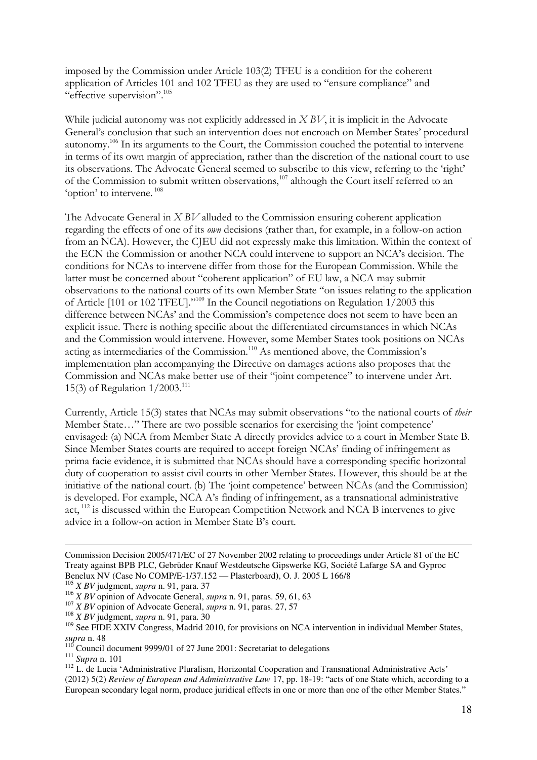imposed by the Commission under Article 103(2) TFEU is a condition for the coherent application of Articles 101 and 102 TFEU as they are used to "ensure compliance" and "effective supervision".[105]

While judicial autonomy was not explicitly addressed in *X BV*, it is implicit in the Advocate General's conclusion that such an intervention does not encroach on Member States' procedural autonomy.[106] In its arguments to the Court, the Commission couched the potential to intervene in terms of its own margin of appreciation, rather than the discretion of the national court to use its observations. The Advocate General seemed to subscribe to this view, referring to the 'right' of the Commission to submit written observations,[107] although the Court itself referred to an 'option' to intervene.[108]

The Advocate General in *X BV* alluded to the Commission ensuring coherent application regarding the effects of one of its *own* decisions (rather than, for example, in a follow-on action from an NCA). However, the CJEU did not expressly make this limitation. Within the context of the ECN the Commission or another NCA could intervene to support an NCA's decision. The conditions for NCAs to intervene differ from those for the European Commission. While the latter must be concerned about "coherent application" of EU law, a NCA may submit observations to the national courts of its own Member State "on issues relating to the application of Article [101 or 102 TFEU]."[109] In the Council negotiations on Regulation 1/2003 this difference between NCAs' and the Commission's competence does not seem to have been an explicit issue. There is nothing specific about the differentiated circumstances in which NCAs and the Commission would intervene. However, some Member States took positions on NCAs acting as intermediaries of the Commission.[110] As mentioned above, the Commission's implementation plan accompanying the Directive on damages actions also proposes that the Commission and NCAs make better use of their "joint competence" to intervene under Art. 15(3) of Regulation 1/2003.[111]

Currently, Article 15(3) states that NCAs may submit observations "to the national courts of *their* Member State…" There are two possible scenarios for exercising the 'joint competence' envisaged: (a) NCA from Member State A directly provides advice to a court in Member State B. Since Member States courts are required to accept foreign NCAs' finding of infringement as prima facie evidence, it is submitted that NCAs should have a corresponding specific horizontal duty of cooperation to assist civil courts in other Member States. However, this should be at the initiative of the national court. (b) The 'joint competence' between NCAs (and the Commission) is developed. For example, NCA A's finding of infringement, as a transnational administrative act,[112] is discussed within the European Competition Network and NCA B intervenes to give advice in a follow-on action in Member State B's court.

---

Commission Decision 2005/471/EC of 27 November 2002 relating to proceedings under Article 81 of the EC Treaty against BPB PLC, Gebrüder Knauf Westdeutsche Gipswerke KG, Société Lafarge SA and Gyproc Benelux NV (Case No COMP/E-1/37.152 — Plasterboard), O. J. 2005 L 166/8

[105] *X BV* judgment, *supra* n. 91, para. 37

[106] *X BV* opinion of Advocate General, *supra* n. 91, paras. 59, 61, 63

[107] *X BV* opinion of Advocate General, *supra* n. 91, paras. 27, 57

[108] *X BV* judgment, *supra* n. 91, para. 30

[109] See FIDE XXIV Congress, Madrid 2010, for provisions on NCA intervention in individual Member States, *supra* n. 48

[110] Council document 9999/01 of 27 June 2001: Secretariat to delegations

[111] *Supra* n. 101

[112] L. de Lucia 'Administrative Pluralism, Horizontal Cooperation and Transnational Administrative Acts' (2012) 5(2) *Review of European and Administrative Law* 17, pp. 18-19: "acts of one State which, according to a European secondary legal norm, produce juridical effects in one or more than one of the other Member States."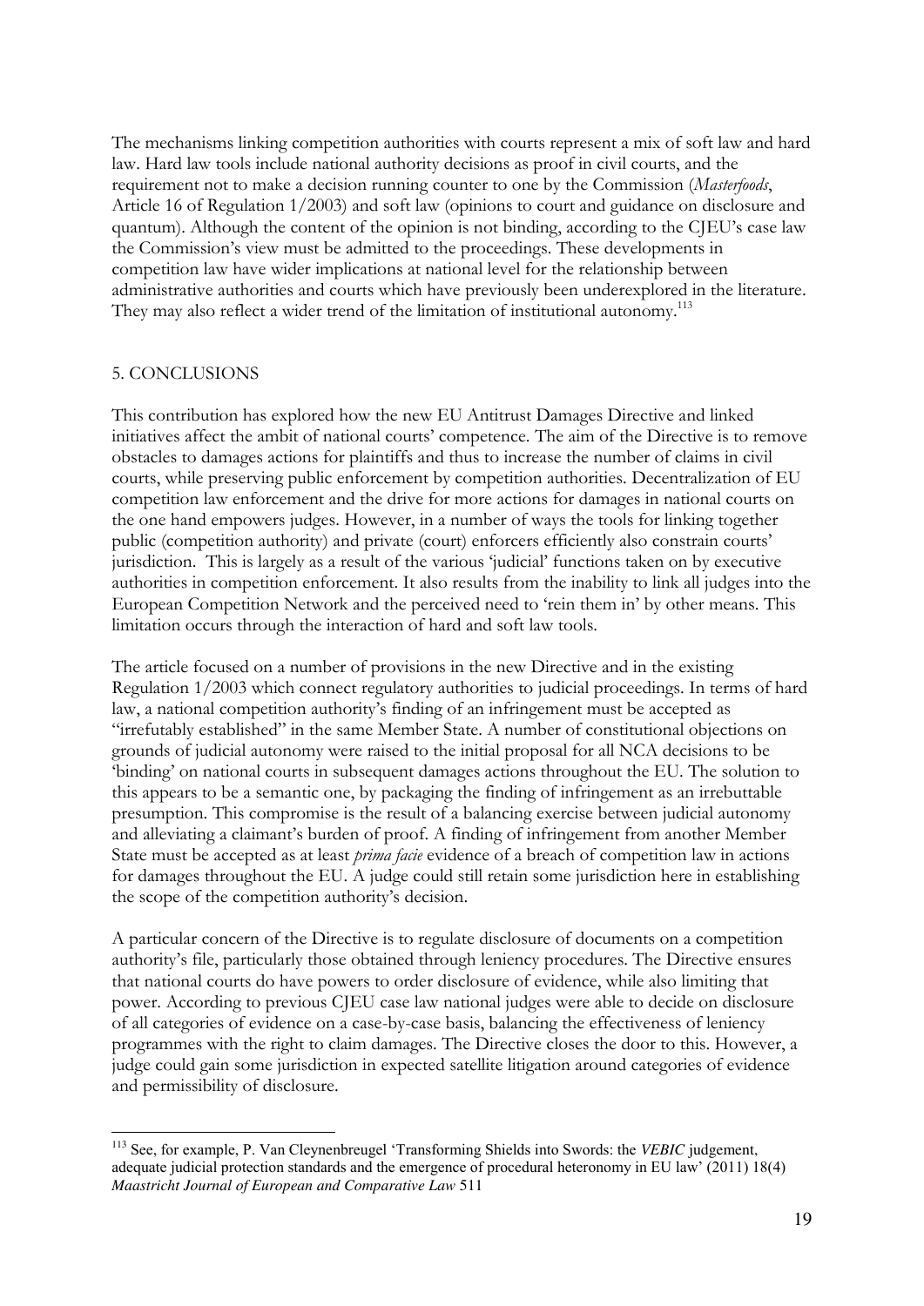The mechanisms linking competition authorities with courts represent a mix of soft law and hard law. Hard law tools include national authority decisions as proof in civil courts, and the requirement not to make a decision running counter to one by the Commission (*Masterfoods*, Article 16 of Regulation 1/2003) and soft law (opinions to court and guidance on disclosure and quantum). Although the content of the opinion is not binding, according to the CJEU's case law the Commission's view must be admitted to the proceedings. These developments in competition law have wider implications at national level for the relationship between administrative authorities and courts which have previously been underexplored in the literature. They may also reflect a wider trend of the limitation of institutional autonomy.[113]

## 5. CONCLUSIONS

This contribution has explored how the new EU Antitrust Damages Directive and linked initiatives affect the ambit of national courts' competence. The aim of the Directive is to remove obstacles to damages actions for plaintiffs and thus to increase the number of claims in civil courts, while preserving public enforcement by competition authorities. Decentralization of EU competition law enforcement and the drive for more actions for damages in national courts on the one hand empowers judges. However, in a number of ways the tools for linking together public (competition authority) and private (court) enforcers efficiently also constrain courts' jurisdiction. This is largely as a result of the various 'judicial' functions taken on by executive authorities in competition enforcement. It also results from the inability to link all judges into the European Competition Network and the perceived need to 'rein them in' by other means. This limitation occurs through the interaction of hard and soft law tools.

The article focused on a number of provisions in the new Directive and in the existing Regulation 1/2003 which connect regulatory authorities to judicial proceedings. In terms of hard law, a national competition authority's finding of an infringement must be accepted as "irrefutably established" in the same Member State. A number of constitutional objections on grounds of judicial autonomy were raised to the initial proposal for all NCA decisions to be 'binding' on national courts in subsequent damages actions throughout the EU. The solution to this appears to be a semantic one, by packaging the finding of infringement as an irrebuttable presumption. This compromise is the result of a balancing exercise between judicial autonomy and alleviating a claimant's burden of proof. A finding of infringement from another Member State must be accepted as at least *prima facie* evidence of a breach of competition law in actions for damages throughout the EU. A judge could still retain some jurisdiction here in establishing the scope of the competition authority's decision.

A particular concern of the Directive is to regulate disclosure of documents on a competition authority's file, particularly those obtained through leniency procedures. The Directive ensures that national courts do have powers to order disclosure of evidence, while also limiting that power. According to previous CJEU case law national judges were able to decide on disclosure of all categories of evidence on a case-by-case basis, balancing the effectiveness of leniency programmes with the right to claim damages. The Directive closes the door to this. However, a judge could gain some jurisdiction in expected satellite litigation around categories of evidence and permissibility of disclosure.

---

[113] See, for example, P. Van Cleynenbreugel 'Transforming Shields into Swords: the *VEBIC* judgement, adequate judicial protection standards and the emergence of procedural heteronomy in EU law' (2011) 18(4) *Maastricht Journal of European and Comparative Law* 511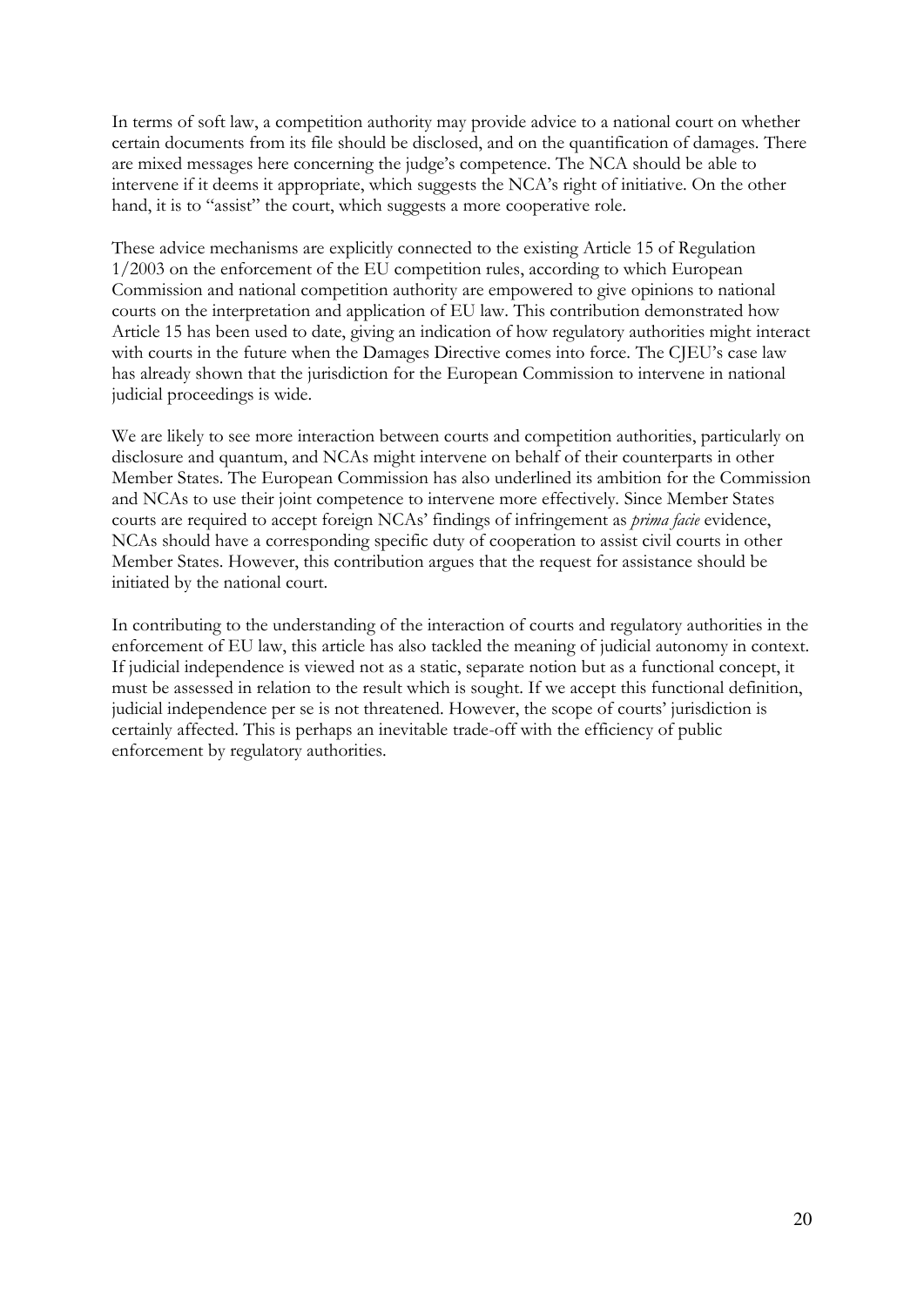In terms of soft law, a competition authority may provide advice to a national court on whether certain documents from its file should be disclosed, and on the quantification of damages. There are mixed messages here concerning the judge's competence. The NCA should be able to intervene if it deems it appropriate, which suggests the NCA's right of initiative. On the other hand, it is to "assist" the court, which suggests a more cooperative role.

These advice mechanisms are explicitly connected to the existing Article 15 of Regulation 1/2003 on the enforcement of the EU competition rules, according to which European Commission and national competition authority are empowered to give opinions to national courts on the interpretation and application of EU law. This contribution demonstrated how Article 15 has been used to date, giving an indication of how regulatory authorities might interact with courts in the future when the Damages Directive comes into force. The CJEU's case law has already shown that the jurisdiction for the European Commission to intervene in national judicial proceedings is wide.

We are likely to see more interaction between courts and competition authorities, particularly on disclosure and quantum, and NCAs might intervene on behalf of their counterparts in other Member States. The European Commission has also underlined its ambition for the Commission and NCAs to use their joint competence to intervene more effectively. Since Member States courts are required to accept foreign NCAs' findings of infringement as *prima facie* evidence, NCAs should have a corresponding specific duty of cooperation to assist civil courts in other Member States. However, this contribution argues that the request for assistance should be initiated by the national court.

In contributing to the understanding of the interaction of courts and regulatory authorities in the enforcement of EU law, this article has also tackled the meaning of judicial autonomy in context. If judicial independence is viewed not as a static, separate notion but as a functional concept, it must be assessed in relation to the result which is sought. If we accept this functional definition, judicial independence per se is not threatened. However, the scope of courts' jurisdiction is certainly affected. This is perhaps an inevitable trade-off with the efficiency of public enforcement by regulatory authorities.